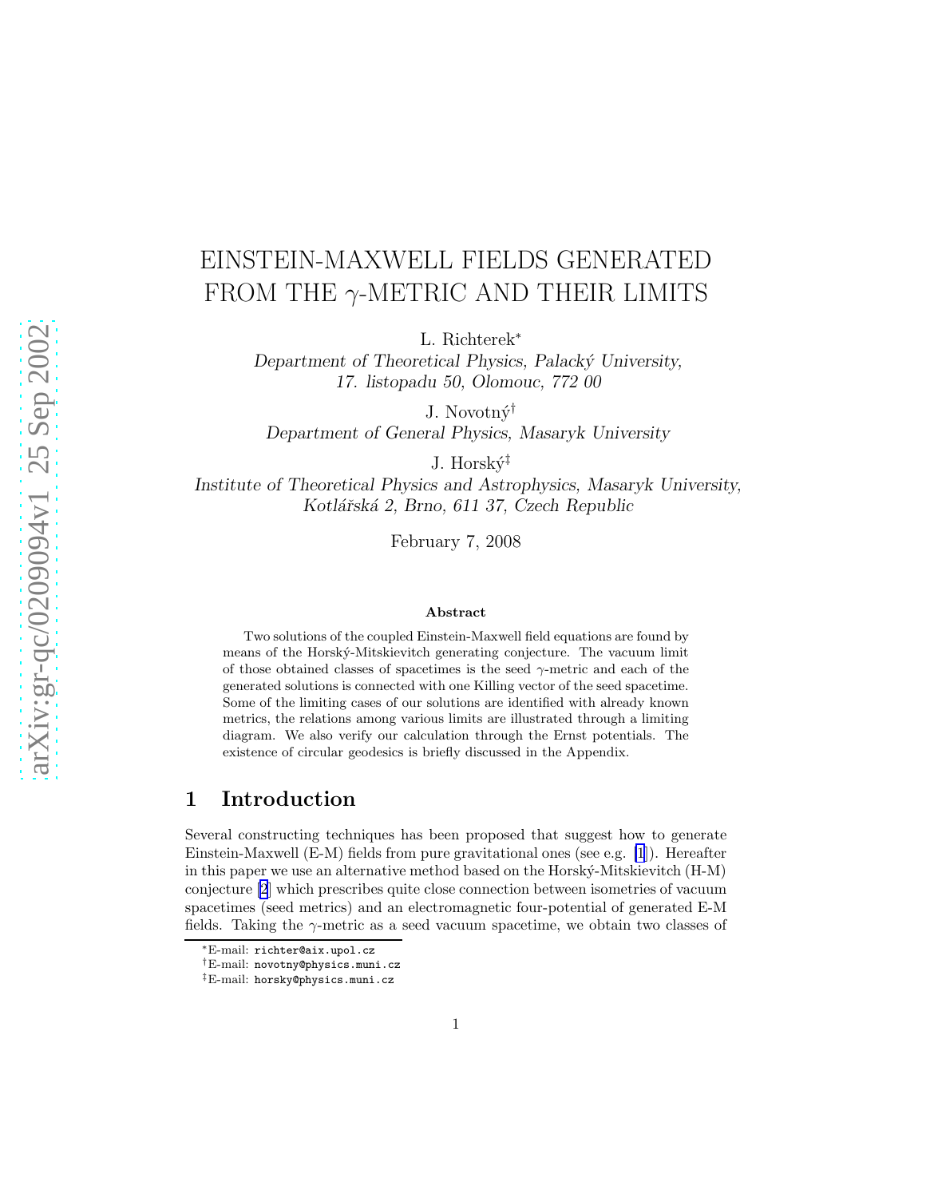# EINSTEIN-MAXWELL FIELDS GENERATED FROM THE $\gamma$-METRIC AND THEIR LIMITS

L. Richterek*

*Department of Theoretical Physics, Palacký University, 17. listopadu 50, Olomouc, 772 00*

J. Novotný†

*Department of General Physics, Masaryk University*

J. Horský‡

*Institute of Theoretical Physics and Astrophysics, Masaryk University, Kotlářská 2, Brno, 611 37, Czech Republic*

February 7, 2008

### Abstract

Two solutions of the coupled Einstein-Maxwell field equations are found by means of the Horský-Mitskievitch generating conjecture. The vacuum limit of those obtained classes of spacetimes is the seed $\gamma$-metric and each of the generated solutions is connected with one Killing vector of the seed spacetime. Some of the limiting cases of our solutions are identified with already known metrics, the relations among various limits are illustrated through a limiting diagram. We also verify our calculation through the Ernst potentials. The existence of circular geodesics is briefly discussed in the Appendix.

## 1 Introduction

Several constructing techniques has been proposed that suggest how to generate Einstein-Maxwell (E-M) fields from pure gravitational ones (see e.g. [1]). Hereafter in this paper we use an alternative method based on the Horský-Mitskievitch (H-M) conjecture [2] which prescribes quite close connection between isometries of vacuum spacetimes (seed metrics) and an electromagnetic four-potential of generated E-M fields. Taking the $\gamma$-metric as a seed vacuum spacetime, we obtain two classes of

---

*E-mail: richter@aix.upol.cz

†E-mail: novotny@physics.muni.cz

‡E-mail: horsky@physics.muni.cz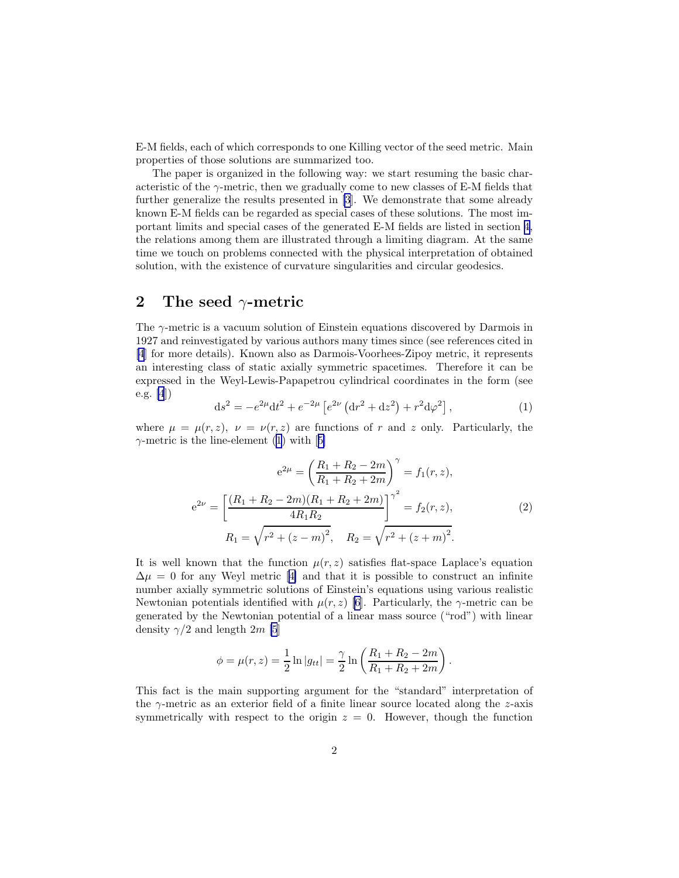E-M fields, each of which corresponds to one Killing vector of the seed metric. Main properties of those solutions are summarized too.

The paper is organized in the following way: we start resuming the basic characteristic of the $\gamma$-metric, then we gradually come to new classes of E-M fields that further generalize the results presented in [3]. We demonstrate that some already known E-M fields can be regarded as special cases of these solutions. The most important limits and special cases of the generated E-M fields are listed in section 4, the relations among them are illustrated through a limiting diagram. At the same time we touch on problems connected with the physical interpretation of obtained solution, with the existence of curvature singularities and circular geodesics.

## 2 The seed $\gamma$-metric

The $\gamma$-metric is a vacuum solution of Einstein equations discovered by Darmois in 1927 and reinvestigated by various authors many times since (see references cited in [4] for more details). Known also as Darmois-Voorhees-Zipoy metric, it represents an interesting class of static axially symmetric spacetimes. Therefore it can be expressed in the Weyl-Lewis-Papapetrou cylindrical coordinates in the form (see e.g. [4])

$$ds^2 = -e^{2\mu}\mathrm{d}t^2 + e^{-2\mu}\left[e^{2\nu}\left(\mathrm{d}r^2 + \mathrm{d}z^2\right) + r^2\mathrm{d}\varphi^2\right], \tag{1}$$

where $\mu = \mu(r,z)$, $\nu = \nu(r,z)$ are functions of $r$ and $z$ only. Particularly, the $\gamma$-metric is the line-element (1) with [5]

$$\begin{gathered}
\mathrm{e}^{2\mu} = \left(\frac{R_1 + R_2 - 2m}{R_1 + R_2 + 2m}\right)^{\gamma} = f_1(r,z), \\
\mathrm{e}^{2\nu} = \left[\frac{(R_1 + R_2 - 2m)(R_1 + R_2 + 2m)}{4R_1R_2}\right]^{\gamma^2} = f_2(r,z), \\
R_1 = \sqrt{r^2 + (z-m)^2}, \quad R_2 = \sqrt{r^2 + (z+m)^2}.
\end{gathered} \tag{2}$$

It is well known that the function $\mu(r,z)$ satisfies flat-space Laplace's equation $\Delta\mu = 0$ for any Weyl metric [4] and that it is possible to construct an infinite number axially symmetric solutions of Einstein's equations using various realistic Newtonian potentials identified with $\mu(r,z)$ [6]. Particularly, the $\gamma$-metric can be generated by the Newtonian potential of a linear mass source ("rod") with linear density $\gamma/2$ and length $2m$ [5]

$$\phi = \mu(r,z) = \frac{1}{2}\ln|g_{tt}| = \frac{\gamma}{2}\ln\left(\frac{R_1 + R_2 - 2m}{R_1 + R_2 + 2m}\right).$$

This fact is the main supporting argument for the "standard" interpretation of the $\gamma$-metric as an exterior field of a finite linear source located along the $z$-axis symmetrically with respect to the origin $z = 0$. However, though the function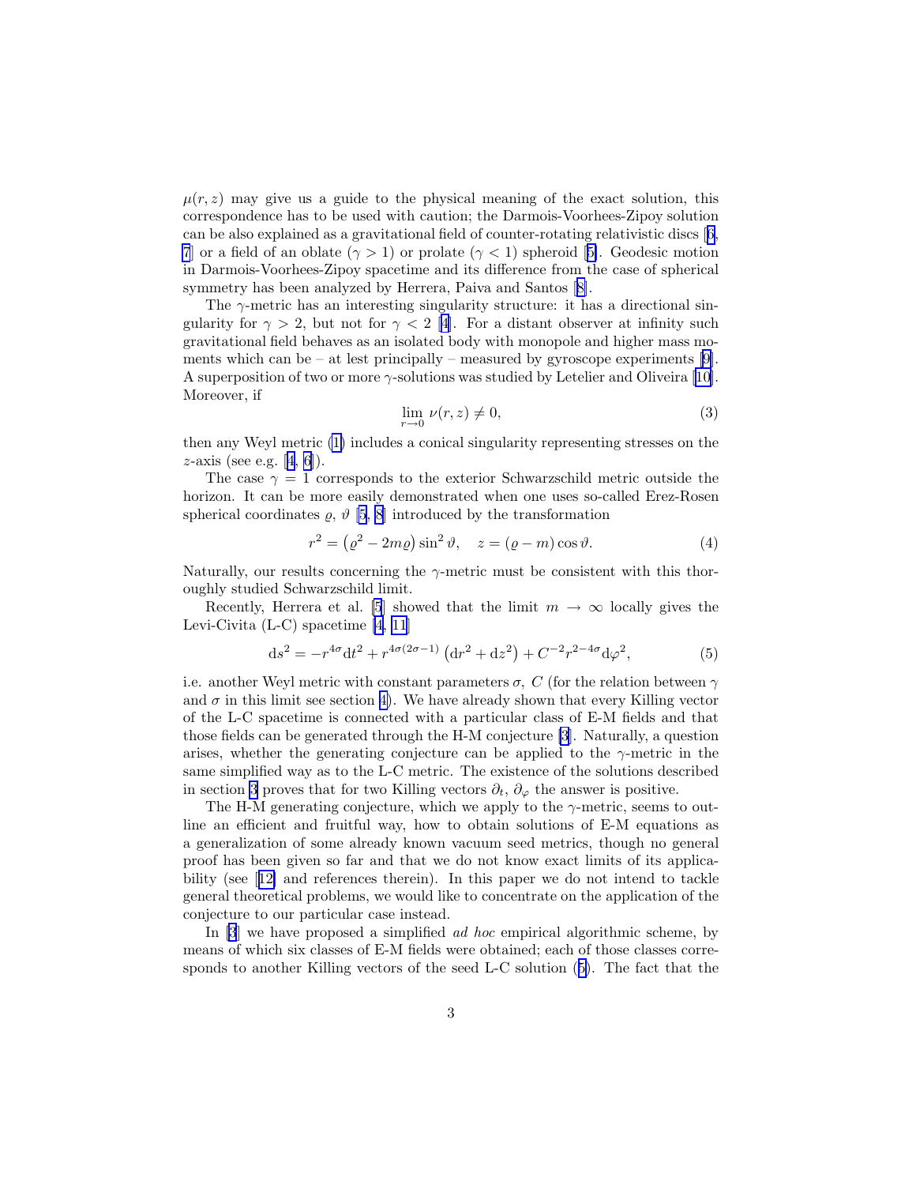$\mu(r, z)$ may give us a guide to the physical meaning of the exact solution, this correspondence has to be used with caution; the Darmois-Voorhees-Zipoy solution can be also explained as a gravitational field of counter-rotating relativistic discs [6, 7] or a field of an oblate ($\gamma > 1$) or prolate ($\gamma < 1$) spheroid [5]. Geodesic motion in Darmois-Voorhees-Zipoy spacetime and its difference from the case of spherical symmetry has been analyzed by Herrera, Paiva and Santos [8].

The $\gamma$-metric has an interesting singularity structure: it has a directional singularity for $\gamma > 2$, but not for $\gamma < 2$ [4]. For a distant observer at infinity such gravitational field behaves as an isolated body with monopole and higher mass moments which can be – at lest principally – measured by gyroscope experiments [9]. A superposition of two or more $\gamma$-solutions was studied by Letelier and Oliveira [10]. Moreover, if

$$\lim_{r \to 0} \nu(r, z) \neq 0, \tag{3}$$

then any Weyl metric (1) includes a conical singularity representing stresses on the $z$-axis (see e.g. [4, 6]).

The case $\gamma = 1$ corresponds to the exterior Schwarzschild metric outside the horizon. It can be more easily demonstrated when one uses so-called Erez-Rosen spherical coordinates $\varrho$, $\vartheta$ [5, 8] introduced by the transformation

$$r^2 = \left(\varrho^2 - 2m\varrho\right)\sin^2\vartheta, \quad z = (\varrho - m)\cos\vartheta. \tag{4}$$

Naturally, our results concerning the $\gamma$-metric must be consistent with this thoroughly studied Schwarzschild limit.

Recently, Herrera et al. [5] showed that the limit $m \to \infty$ locally gives the Levi-Civita (L-C) spacetime [4, 11]

$$\mathrm{d}s^2 = -r^{4\sigma}\mathrm{d}t^2 + r^{4\sigma(2\sigma-1)}\left(\mathrm{d}r^2 + \mathrm{d}z^2\right) + C^{-2}r^{2-4\sigma}\mathrm{d}\varphi^2, \tag{5}$$

i.e. another Weyl metric with constant parameters $\sigma$, $C$ (for the relation between $\gamma$ and $\sigma$ in this limit see section 4). We have already shown that every Killing vector of the L-C spacetime is connected with a particular class of E-M fields and that those fields can be generated through the H-M conjecture [3]. Naturally, a question arises, whether the generating conjecture can be applied to the $\gamma$-metric in the same simplified way as to the L-C metric. The existence of the solutions described in section 3 proves that for two Killing vectors $\partial_t$, $\partial_\varphi$ the answer is positive.

The H-M generating conjecture, which we apply to the $\gamma$-metric, seems to outline an efficient and fruitful way, how to obtain solutions of E-M equations as a generalization of some already known vacuum seed metrics, though no general proof has been given so far and that we do not know exact limits of its applicability (see [12] and references therein). In this paper we do not intend to tackle general theoretical problems, we would like to concentrate on the application of the conjecture to our particular case instead.

In [3] we have proposed a simplified *ad hoc* empirical algorithmic scheme, by means of which six classes of E-M fields were obtained; each of those classes corresponds to another Killing vectors of the seed L-C solution (5). The fact that the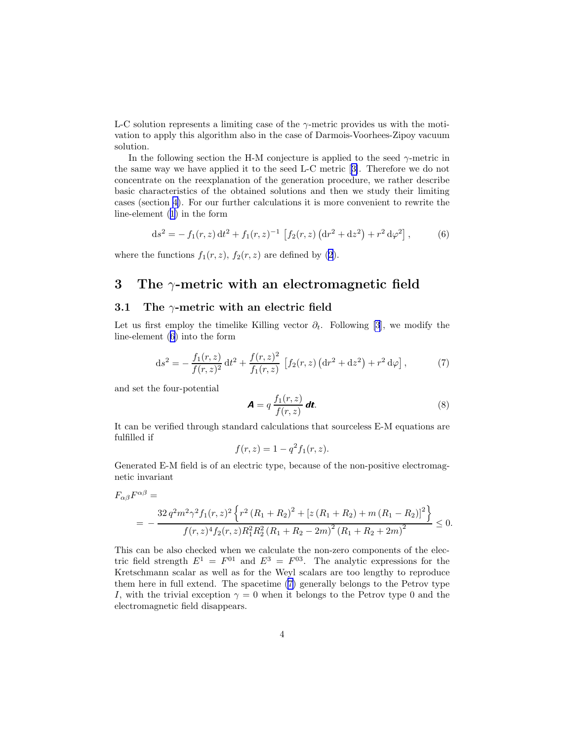L-C solution represents a limiting case of the $\gamma$-metric provides us with the motivation to apply this algorithm also in the case of Darmois-Voorhees-Zipoy vacuum solution.

In the following section the H-M conjecture is applied to the seed $\gamma$-metric in the same way we have applied it to the seed L-C metric [3]. Therefore we do not concentrate on the reexplanation of the generation procedure, we rather describe basic characteristics of the obtained solutions and then we study their limiting cases (section 4). For our further calculations it is more convenient to rewrite the line-element (1) in the form

$$\mathrm{d}s^2 = -\, f_1(r,z)\,\mathrm{d}t^2 + f_1(r,z)^{-1}\,\left[f_2(r,z)\left(\mathrm{d}r^2 + \mathrm{d}z^2\right) + r^2\,\mathrm{d}\varphi^2\right], \tag{6}$$

where the functions $f_1(r,z)$, $f_2(r,z)$ are defined by (2).

# 3 The $\gamma$-metric with an electromagnetic field

## 3.1 The $\gamma$-metric with an electric field

Let us first employ the timelike Killing vector $\partial_t$. Following [3], we modify the line-element (6) into the form

$$\mathrm{d}s^2 = -\,\frac{f_1(r,z)}{f(r,z)^2}\,\mathrm{d}t^2 + \frac{f(r,z)^2}{f_1(r,z)}\,\left[f_2(r,z)\left(\mathrm{d}r^2 + \mathrm{d}z^2\right) + r^2\,\mathrm{d}\varphi\right], \tag{7}$$

and set the four-potential

$$\boldsymbol{A} = q\,\frac{f_1(r,z)}{f(r,z)}\,\boldsymbol{dt}. \tag{8}$$

It can be verified through standard calculations that sourceless E-M equations are fulfilled if

$$f(r,z) = 1 - q^2 f_1(r,z).$$

Generated E-M field is of an electric type, because of the non-positive electromagnetic invariant

$$F_{\alpha\beta}F^{\alpha\beta} = \\ = -\,\frac{32\,q^2 m^2 \gamma^2 f_1(r,z)^2\left\{r^2\left(R_1+R_2\right)^2 + \left[z\left(R_1+R_2\right) + m\left(R_1-R_2\right)\right]^2\right\}}{f(r,z)^4 f_2(r,z) R_1^2 R_2^2\left(R_1+R_2-2m\right)^2\left(R_1+R_2+2m\right)^2} \le 0.$$

This can be also checked when we calculate the non-zero components of the electric field strength $E^1 = F^{01}$ and $E^3 = F^{03}$. The analytic expressions for the Kretschmann scalar as well as for the Weyl scalars are too lengthy to reproduce them here in full extend. The spacetime (7) generally belongs to the Petrov type $I$, with the trivial exception $\gamma = 0$ when it belongs to the Petrov type 0 and the electromagnetic field disappears.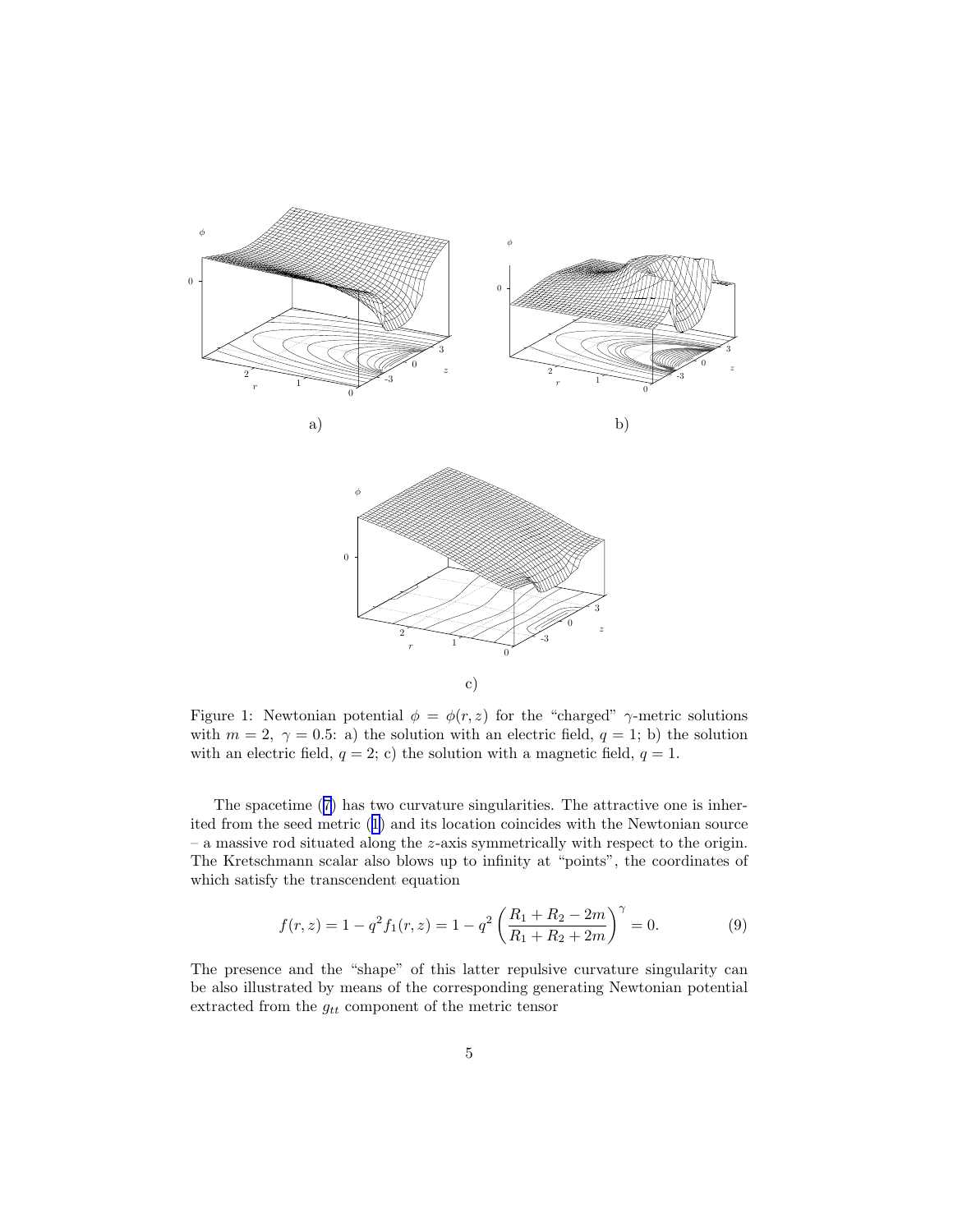Figure 1: Newtonian potential $\phi = \phi(r,z)$ for the "charged" $\gamma$-metric solutions with $m = 2,\ \gamma = 0.5$: a) the solution with an electric field, $q = 1$; b) the solution with an electric field, $q = 2$; c) the solution with a magnetic field, $q = 1$.

The spacetime (7) has two curvature singularities. The attractive one is inherited from the seed metric (1) and its location coincides with the Newtonian source – a massive rod situated along the $z$-axis symmetrically with respect to the origin. The Kretschmann scalar also blows up to infinity at "points", the coordinates of which satisfy the transcendent equation

$$f(r,z) = 1 - q^2 f_1(r,z) = 1 - q^2 \left( \frac{R_1 + R_2 - 2m}{R_1 + R_2 + 2m} \right)^{\gamma} = 0. \tag{9}$$

The presence and the "shape" of this latter repulsive curvature singularity can be also illustrated by means of the corresponding generating Newtonian potential extracted from the $g_{tt}$ component of the metric tensor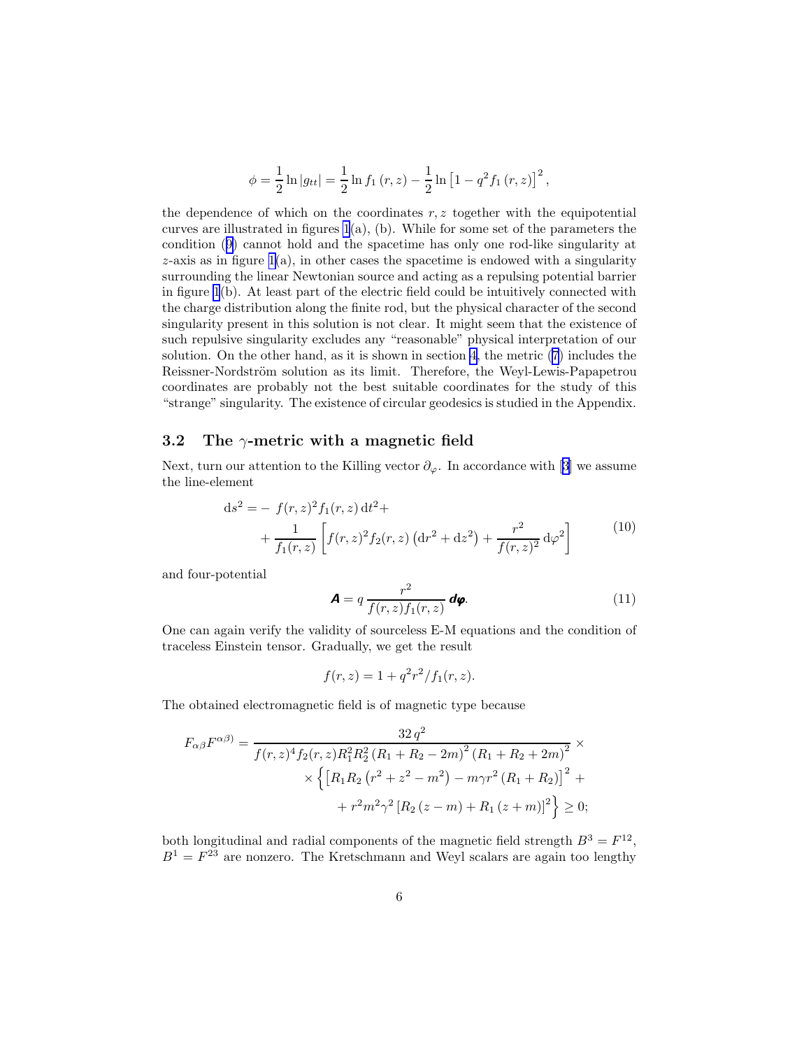$$\phi = \frac{1}{2}\ln|g_{tt}| = \frac{1}{2}\ln f_1(r,z) - \frac{1}{2}\ln\left[1 - q^2 f_1(r,z)\right]^2,$$

the dependence of which on the coordinates $r, z$ together with the equipotential curves are illustrated in figures 1(a), (b). While for some set of the parameters the condition (9) cannot hold and the spacetime has only one rod-like singularity at $z$-axis as in figure 1(a), in other cases the spacetime is endowed with a singularity surrounding the linear Newtonian source and acting as a repulsing potential barrier in figure 1(b). At least part of the electric field could be intuitively connected with the charge distribution along the finite rod, but the physical character of the second singularity present in this solution is not clear. It might seem that the existence of such repulsive singularity excludes any "reasonable" physical interpretation of our solution. On the other hand, as it is shown in section 4, the metric (7) includes the Reissner-Nordström solution as its limit. Therefore, the Weyl-Lewis-Papapetrou coordinates are probably not the best suitable coordinates for the study of this "strange" singularity. The existence of circular geodesics is studied in the Appendix.

### 3.2 The $\gamma$-metric with a magnetic field

Next, turn our attention to the Killing vector $\partial_\varphi$. In accordance with [3] we assume the line-element

$$\begin{aligned} \mathrm{d}s^2 = &- f(r,z)^2 f_1(r,z)\,\mathrm{d}t^2 + \\ &+ \frac{1}{f_1(r,z)}\left[f(r,z)^2 f_2(r,z)\left(\mathrm{d}r^2 + \mathrm{d}z^2\right) + \frac{r^2}{f(r,z)^2}\,\mathrm{d}\varphi^2\right] \end{aligned} \tag{10}$$

and four-potential

$$\boldsymbol{A} = q\,\frac{r^2}{f(r,z) f_1(r,z)}\,\boldsymbol{d\varphi}. \tag{11}$$

One can again verify the validity of sourceless E-M equations and the condition of traceless Einstein tensor. Gradually, we get the result

$$f(r,z) = 1 + q^2 r^2 / f_1(r,z).$$

The obtained electromagnetic field is of magnetic type because

$$\begin{aligned} F_{\alpha\beta}F^{\alpha\beta)} = &\frac{32\,q^2}{f(r,z)^4 f_2(r,z) R_1^2 R_2^2 \left(R_1 + R_2 - 2m\right)^2 \left(R_1 + R_2 + 2m\right)^2} \times \\ &\times \Big\{\left[R_1 R_2 \left(r^2 + z^2 - m^2\right) - m\gamma r^2 \left(R_1 + R_2\right)\right]^2 + \\ &+ r^2 m^2 \gamma^2 \left[R_2 (z - m) + R_1 (z + m)\right]^2\Big\} \geq 0; \end{aligned}$$

both longitudinal and radial components of the magnetic field strength $B^3 = F^{12}$, $B^1 = F^{23}$ are nonzero. The Kretschmann and Weyl scalars are again too lengthy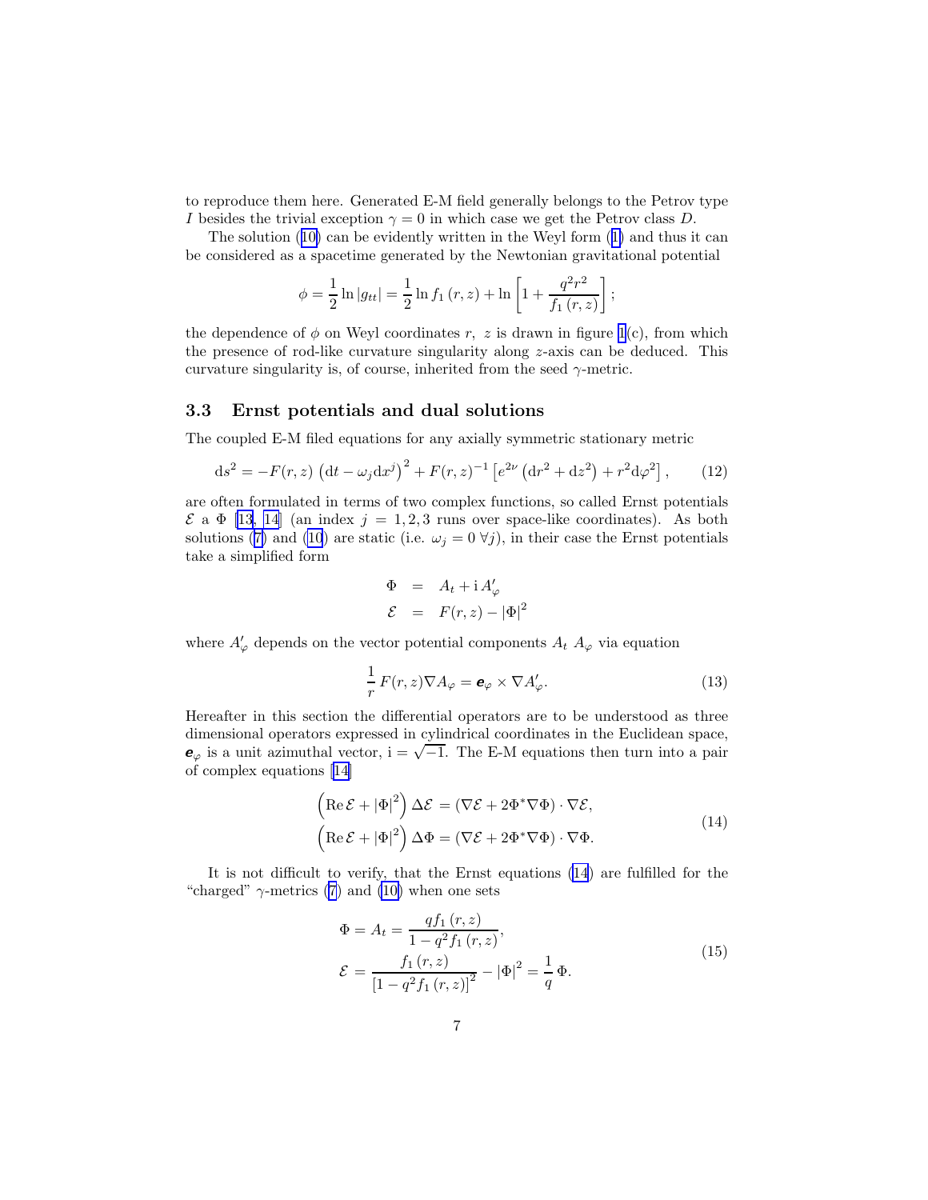to reproduce them here. Generated E-M field generally belongs to the Petrov type $I$ besides the trivial exception $\gamma = 0$ in which case we get the Petrov class $D$.

The solution (10) can be evidently written in the Weyl form (1) and thus it can be considered as a spacetime generated by the Newtonian gravitational potential

$$\phi = \frac{1}{2}\ln|g_{tt}| = \frac{1}{2}\ln f_1(r,z) + \ln\left[1 + \frac{q^2 r^2}{f_1(r,z)}\right];$$

the dependence of $\phi$ on Weyl coordinates $r,\ z$ is drawn in figure 1(c), from which the presence of rod-like curvature singularity along $z$-axis can be deduced. This curvature singularity is, of course, inherited from the seed $\gamma$-metric.

### 3.3 Ernst potentials and dual solutions

The coupled E-M filed equations for any axially symmetric stationary metric

$$\mathrm{d}s^2 = -F(r,z)\left(\mathrm{d}t - \omega_j \mathrm{d}x^j\right)^2 + F(r,z)^{-1}\left[e^{2\nu}\left(\mathrm{d}r^2 + \mathrm{d}z^2\right) + r^2\mathrm{d}\varphi^2\right], \tag{12}$$

are often formulated in terms of two complex functions, so called Ernst potentials $\mathcal{E}$ a $\Phi$ [13, 14] (an index $j = 1,2,3$ runs over space-like coordinates). As both solutions (7) and (10) are static (i.e. $\omega_j = 0\ \forall j$), in their case the Ernst potentials take a simplified form

$$\begin{aligned}
\Phi &= A_t + \mathrm{i}\,A'_\varphi \\
\mathcal{E} &= F(r,z) - |\Phi|^2
\end{aligned}$$

where $A'_\varphi$ depends on the vector potential components $A_t$ $A_\varphi$ via equation

$$\frac{1}{r}\,F(r,z)\nabla A_\varphi = \boldsymbol{e}_\varphi \times \nabla A'_\varphi. \tag{13}$$

Hereafter in this section the differential operators are to be understood as three dimensional operators expressed in cylindrical coordinates in the Euclidean space, $\boldsymbol{e}_\varphi$ is a unit azimuthal vector, $\mathrm{i} = \sqrt{-1}$. The E-M equations then turn into a pair of complex equations [14]

$$\begin{aligned}
\left(\mathrm{Re}\,\mathcal{E} + |\Phi|^2\right)\Delta\mathcal{E} &= \left(\nabla\mathcal{E} + 2\Phi^*\nabla\Phi\right)\cdot\nabla\mathcal{E}, \\
\left(\mathrm{Re}\,\mathcal{E} + |\Phi|^2\right)\Delta\Phi &= \left(\nabla\mathcal{E} + 2\Phi^*\nabla\Phi\right)\cdot\nabla\Phi.
\end{aligned} \tag{14}$$

It is not difficult to verify, that the Ernst equations (14) are fulfilled for the "charged" $\gamma$-metrics (7) and (10) when one sets

$$\begin{aligned}
\Phi &= A_t = \frac{q f_1(r,z)}{1 - q^2 f_1(r,z)}, \\
\mathcal{E} &= \frac{f_1(r,z)}{\left[1 - q^2 f_1(r,z)\right]^2} - |\Phi|^2 = \frac{1}{q}\,\Phi.
\end{aligned} \tag{15}$$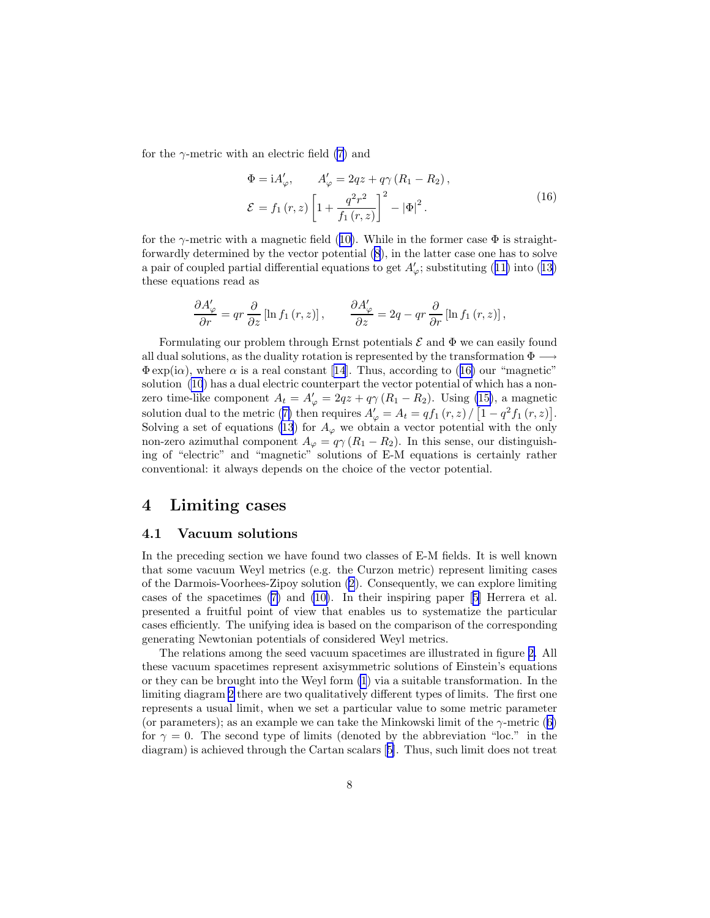for the $\gamma$-metric with an electric field (7) and

$$
\begin{aligned}
\Phi &= \mathrm{i}A'_{\varphi}, \qquad A'_{\varphi} = 2qz + q\gamma\left(R_1 - R_2\right), \\
\mathcal{E} &= f_1\left(r,z\right)\left[1 + \frac{q^2 r^2}{f_1\left(r,z\right)}\right]^2 - \left|\Phi\right|^2 .
\end{aligned}
\tag{16}
$$

for the $\gamma$-metric with a magnetic field (10). While in the former case $\Phi$ is straightforwardly determined by the vector potential (8), in the latter case one has to solve a pair of coupled partial differential equations to get $A'_{\varphi}$; substituting (11) into (13) these equations read as

$$
\frac{\partial A'_{\varphi}}{\partial r} = qr\,\frac{\partial}{\partial z}\left[\ln f_1\left(r,z\right)\right], \qquad \frac{\partial A'_{\varphi}}{\partial z} = 2q - qr\,\frac{\partial}{\partial r}\left[\ln f_1\left(r,z\right)\right],
$$

Formulating our problem through Ernst potentials $\mathcal{E}$ and $\Phi$ we can easily found all dual solutions, as the duality rotation is represented by the transformation $\Phi \longrightarrow \Phi\exp(\mathrm{i}\alpha)$, where $\alpha$ is a real constant [14]. Thus, according to (16) our "magnetic" solution (10) has a dual electric counterpart the vector potential of which has a non-zero time-like component $A_t = A'_{\varphi} = 2qz + q\gamma\left(R_1 - R_2\right)$. Using (15), a magnetic solution dual to the metric (7) then requires $A'_{\varphi} = A_t = qf_1\left(r,z\right)/\left[1 - q^2 f_1\left(r,z\right)\right]$. Solving a set of equations (13) for $A_{\varphi}$ we obtain a vector potential with the only non-zero azimuthal component $A_{\varphi} = q\gamma\left(R_1 - R_2\right)$. In this sense, our distinguishing of "electric" and "magnetic" solutions of E-M equations is certainly rather conventional: it always depends on the choice of the vector potential.

## 4 Limiting cases

### 4.1 Vacuum solutions

In the preceding section we have found two classes of E-M fields. It is well known that some vacuum Weyl metrics (e.g. the Curzon metric) represent limiting cases of the Darmois-Voorhees-Zipoy solution (2). Consequently, we can explore limiting cases of the spacetimes (7) and (10). In their inspiring paper [5] Herrera et al. presented a fruitful point of view that enables us to systematize the particular cases efficiently. The unifying idea is based on the comparison of the corresponding generating Newtonian potentials of considered Weyl metrics.

The relations among the seed vacuum spacetimes are illustrated in figure 2. All these vacuum spacetimes represent axisymmetric solutions of Einstein's equations or they can be brought into the Weyl form (1) via a suitable transformation. In the limiting diagram 2 there are two qualitatively different types of limits. The first one represents a usual limit, when we set a particular value to some metric parameter (or parameters); as an example we can take the Minkowski limit of the $\gamma$-metric (6) for $\gamma = 0$. The second type of limits (denoted by the abbreviation "loc." in the diagram) is achieved through the Cartan scalars [5]. Thus, such limit does not treat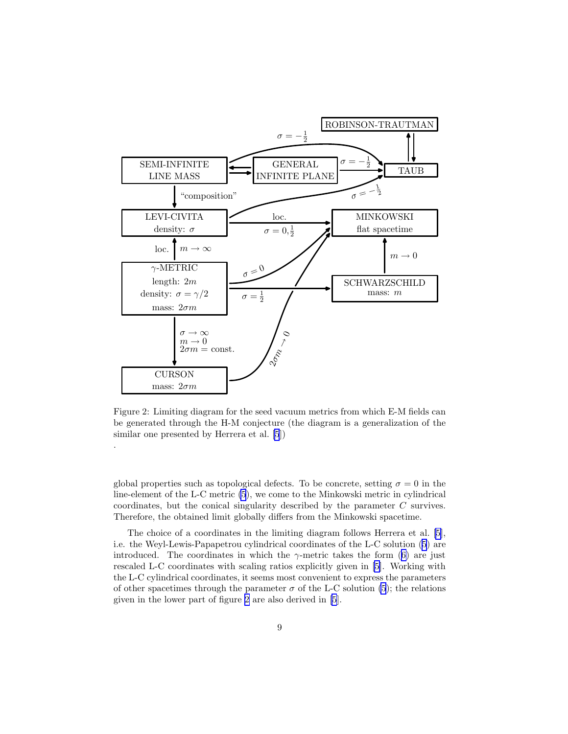Figure 2: Limiting diagram for the seed vacuum metrics from which E-M fields can be generated through the H-M conjecture (the diagram is a generalization of the similar one presented by Herrera et al. [5])

.

global properties such as topological defects. To be concrete, setting $\sigma = 0$ in the line-element of the L-C metric (5), we come to the Minkowski metric in cylindrical coordinates, but the conical singularity described by the parameter $C$ survives. Therefore, the obtained limit globally differs from the Minkowski spacetime.

The choice of a coordinates in the limiting diagram follows Herrera et al. [5], i.e. the Weyl-Lewis-Papapetrou cylindrical coordinates of the L-C solution (5) are introduced. The coordinates in which the $\gamma$-metric takes the form (6) are just rescaled L-C coordinates with scaling ratios explicitly given in [5]. Working with the L-C cylindrical coordinates, it seems most convenient to express the parameters of other spacetimes through the parameter $\sigma$ of the L-C solution (5); the relations given in the lower part of figure 2 are also derived in [5].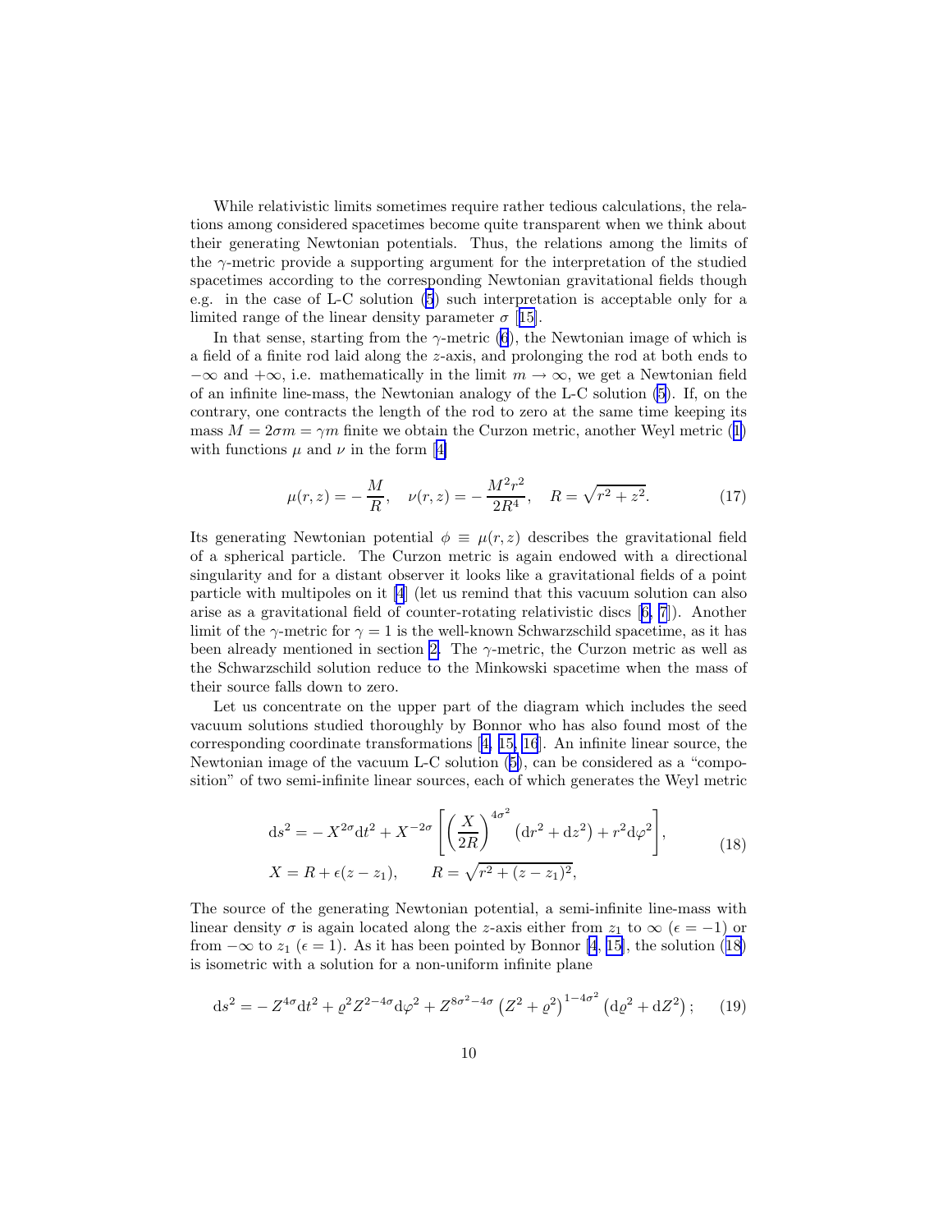While relativistic limits sometimes require rather tedious calculations, the relations among considered spacetimes become quite transparent when we think about their generating Newtonian potentials. Thus, the relations among the limits of the $\gamma$-metric provide a supporting argument for the interpretation of the studied spacetimes according to the corresponding Newtonian gravitational fields though e.g. in the case of L-C solution (5) such interpretation is acceptable only for a limited range of the linear density parameter $\sigma$ [15].

In that sense, starting from the $\gamma$-metric (6), the Newtonian image of which is a field of a finite rod laid along the $z$-axis, and prolonging the rod at both ends to $-\infty$ and $+\infty$, i.e. mathematically in the limit $m \to \infty$, we get a Newtonian field of an infinite line-mass, the Newtonian analogy of the L-C solution (5). If, on the contrary, one contracts the length of the rod to zero at the same time keeping its mass $M = 2\sigma m = \gamma m$ finite we obtain the Curzon metric, another Weyl metric (1) with functions $\mu$ and $\nu$ in the form [4]

$$\mu(r, z) = -\frac{M}{R}, \quad \nu(r, z) = -\frac{M^2 r^2}{2R^4}, \quad R = \sqrt{r^2 + z^2}. \tag{17}$$

Its generating Newtonian potential $\phi \equiv \mu(r, z)$ describes the gravitational field of a spherical particle. The Curzon metric is again endowed with a directional singularity and for a distant observer it looks like a gravitational fields of a point particle with multipoles on it [4] (let us remind that this vacuum solution can also arise as a gravitational field of counter-rotating relativistic discs [6, 7]). Another limit of the $\gamma$-metric for $\gamma = 1$ is the well-known Schwarzschild spacetime, as it has been already mentioned in section 2. The $\gamma$-metric, the Curzon metric as well as the Schwarzschild solution reduce to the Minkowski spacetime when the mass of their source falls down to zero.

Let us concentrate on the upper part of the diagram which includes the seed vacuum solutions studied thoroughly by Bonnor who has also found most of the corresponding coordinate transformations [4, 15, 16]. An infinite linear source, the Newtonian image of the vacuum L-C solution (5), can be considered as a "composition" of two semi-infinite linear sources, each of which generates the Weyl metric

$$\begin{aligned} \mathrm{d}s^2 &= -X^{2\sigma}\mathrm{d}t^2 + X^{-2\sigma}\left[\left(\frac{X}{2R}\right)^{4\sigma^2}\left(\mathrm{d}r^2 + \mathrm{d}z^2\right) + r^2\mathrm{d}\varphi^2\right], \\ X &= R + \epsilon(z - z_1), \qquad R = \sqrt{r^2 + (z - z_1)^2}, \end{aligned} \tag{18}$$

The source of the generating Newtonian potential, a semi-infinite line-mass with linear density $\sigma$ is again located along the $z$-axis either from $z_1$ to $\infty$ ($\epsilon = -1$) or from $-\infty$ to $z_1$ ($\epsilon = 1$). As it has been pointed by Bonnor [4, 15], the solution (18) is isometric with a solution for a non-uniform infinite plane

$$\mathrm{d}s^2 = -Z^{4\sigma}\mathrm{d}t^2 + \varrho^2 Z^{2-4\sigma}\mathrm{d}\varphi^2 + Z^{8\sigma^2-4\sigma}\left(Z^2 + \varrho^2\right)^{1-4\sigma^2}\left(\mathrm{d}\varrho^2 + \mathrm{d}Z^2\right); \tag{19}$$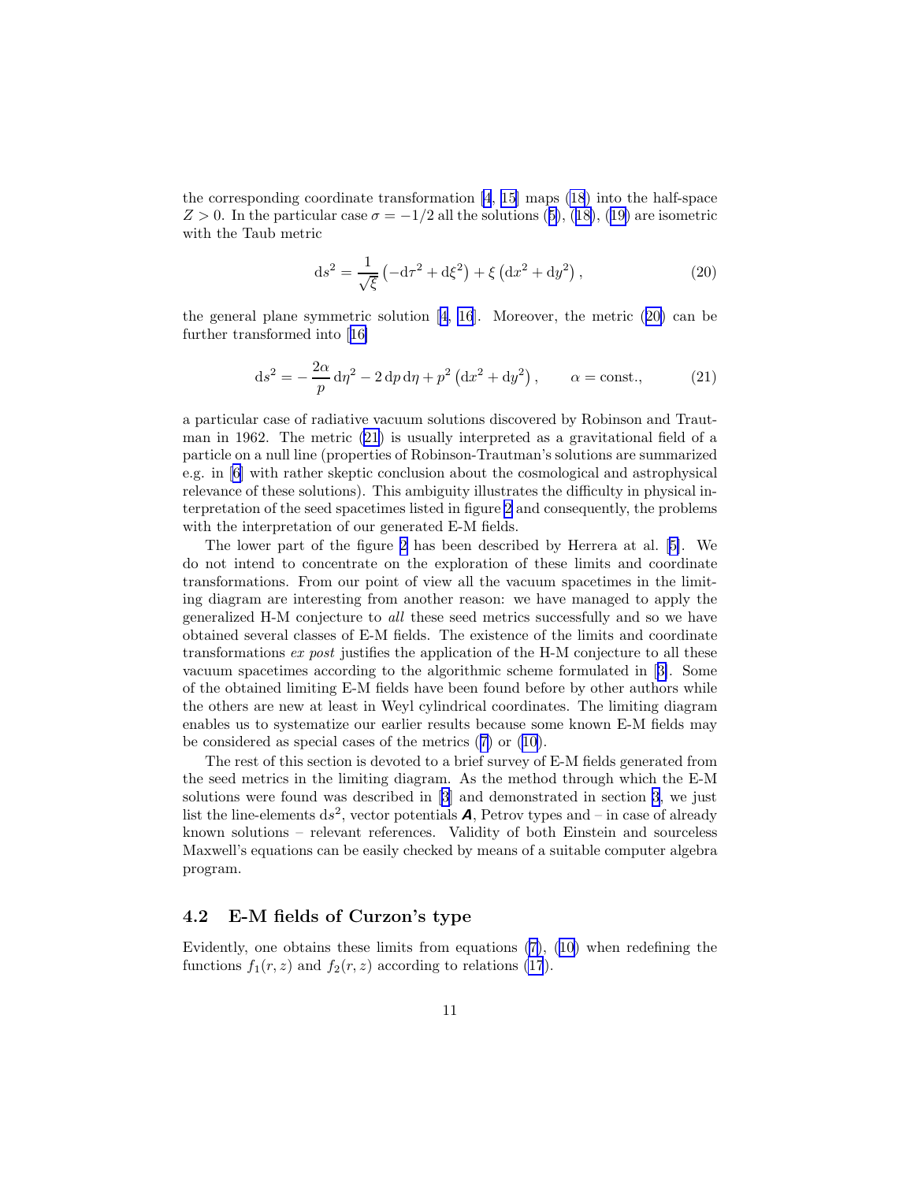the corresponding coordinate transformation [4, 15] maps (18) into the half-space $Z > 0$. In the particular case $\sigma = -1/2$ all the solutions (5), (18), (19) are isometric with the Taub metric

$$\mathrm{d}s^2 = \frac{1}{\sqrt{\xi}} \left( -\mathrm{d}\tau^2 + \mathrm{d}\xi^2 \right) + \xi \left( \mathrm{d}x^2 + \mathrm{d}y^2 \right), \tag{20}$$

the general plane symmetric solution [4, 16]. Moreover, the metric (20) can be further transformed into [16]

$$\mathrm{d}s^2 = -\frac{2\alpha}{p}\,\mathrm{d}\eta^2 - 2\,\mathrm{d}p\,\mathrm{d}\eta + p^2 \left( \mathrm{d}x^2 + \mathrm{d}y^2 \right), \qquad \alpha = \text{const.}, \tag{21}$$

a particular case of radiative vacuum solutions discovered by Robinson and Trautman in 1962. The metric (21) is usually interpreted as a gravitational field of a particle on a null line (properties of Robinson-Trautman's solutions are summarized e.g. in [6] with rather skeptic conclusion about the cosmological and astrophysical relevance of these solutions). This ambiguity illustrates the difficulty in physical interpretation of the seed spacetimes listed in figure 2 and consequently, the problems with the interpretation of our generated E-M fields.

The lower part of the figure 2 has been described by Herrera at al. [5]. We do not intend to concentrate on the exploration of these limits and coordinate transformations. From our point of view all the vacuum spacetimes in the limiting diagram are interesting from another reason: we have managed to apply the generalized H-M conjecture to *all* these seed metrics successfully and so we have obtained several classes of E-M fields. The existence of the limits and coordinate transformations *ex post* justifies the application of the H-M conjecture to all these vacuum spacetimes according to the algorithmic scheme formulated in [3]. Some of the obtained limiting E-M fields have been found before by other authors while the others are new at least in Weyl cylindrical coordinates. The limiting diagram enables us to systematize our earlier results because some known E-M fields may be considered as special cases of the metrics (7) or (10).

The rest of this section is devoted to a brief survey of E-M fields generated from the seed metrics in the limiting diagram. As the method through which the E-M solutions were found was described in [3] and demonstrated in section 3, we just list the line-elements $\mathrm{d}s^2$, vector potentials $\boldsymbol{A}$, Petrov types and – in case of already known solutions – relevant references. Validity of both Einstein and sourceless Maxwell's equations can be easily checked by means of a suitable computer algebra program.

### 4.2 E-M fields of Curzon's type

Evidently, one obtains these limits from equations (7), (10) when redefining the functions $f_1(r,z)$ and $f_2(r,z)$ according to relations (17).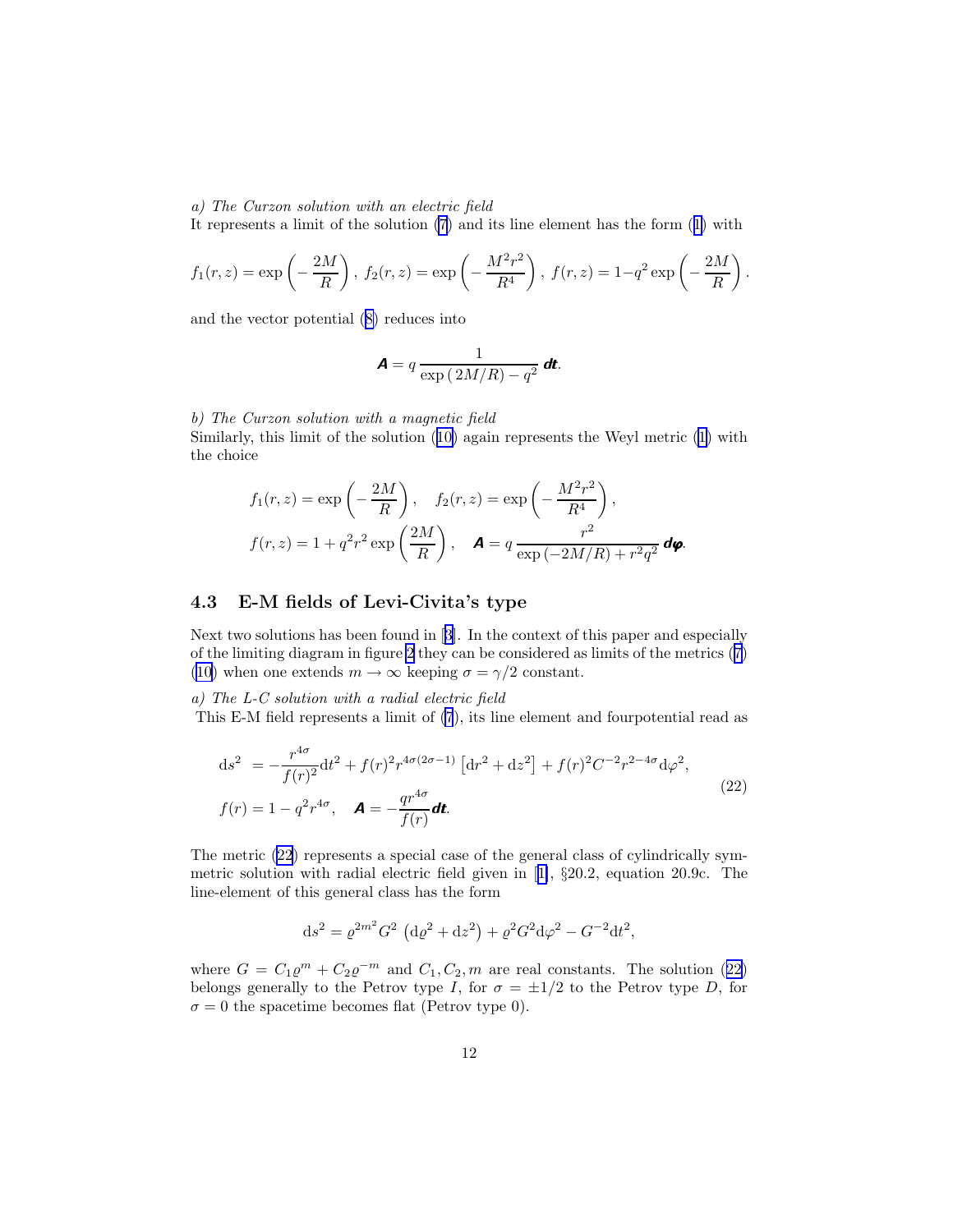*a) The Curzon solution with an electric field*
It represents a limit of the solution (7) and its line element has the form (1) with

$$f_1(r,z) = \exp\left(-\frac{2M}{R}\right),\; f_2(r,z) = \exp\left(-\frac{M^2r^2}{R^4}\right),\; f(r,z) = 1 - q^2\exp\left(-\frac{2M}{R}\right).$$

and the vector potential (8) reduces into

$$\boldsymbol{A} = q\,\frac{1}{\exp\left(2M/R\right) - q^2}\,\boldsymbol{dt}.$$

*b) The Curzon solution with a magnetic field*
Similarly, this limit of the solution (10) again represents the Weyl metric (1) with the choice

$$f_1(r,z) = \exp\left(-\frac{2M}{R}\right), \quad f_2(r,z) = \exp\left(-\frac{M^2r^2}{R^4}\right),$$
$$f(r,z) = 1 + q^2r^2\exp\left(\frac{2M}{R}\right), \quad \boldsymbol{A} = q\,\frac{r^2}{\exp\left(-2M/R\right) + r^2q^2}\,\boldsymbol{d\varphi}.$$

### 4.3 E-M fields of Levi-Civita's type

Next two solutions has been found in [3]. In the context of this paper and especially of the limiting diagram in figure 2 they can be considered as limits of the metrics (7) (10) when one extends $m \to \infty$ keeping $\sigma = \gamma/2$ constant.

*a) The L-C solution with a radial electric field*
This E-M field represents a limit of (7), its line element and fourpotential read as

$$\begin{aligned}
\mathrm{d}s^2 &= -\frac{r^{4\sigma}}{f(r)^2}\mathrm{d}t^2 + f(r)^2 r^{4\sigma(2\sigma-1)}\left[\mathrm{d}r^2 + \mathrm{d}z^2\right] + f(r)^2 C^{-2} r^{2-4\sigma}\mathrm{d}\varphi^2, \\
f(r) &= 1 - q^2 r^{4\sigma}, \quad \boldsymbol{A} = -\frac{q r^{4\sigma}}{f(r)}\boldsymbol{dt}.
\end{aligned} \tag{22}$$

The metric (22) represents a special case of the general class of cylindrically symmetric solution with radial electric field given in [1], §20.2, equation 20.9c. The line-element of this general class has the form

$$\mathrm{d}s^2 = \varrho^{2m^2}G^2\left(\mathrm{d}\varrho^2 + \mathrm{d}z^2\right) + \varrho^2 G^2\mathrm{d}\varphi^2 - G^{-2}\mathrm{d}t^2,$$

where $G = C_1\varrho^m + C_2\varrho^{-m}$ and $C_1, C_2, m$ are real constants. The solution (22) belongs generally to the Petrov type $I$, for $\sigma = \pm 1/2$ to the Petrov type $D$, for $\sigma = 0$ the spacetime becomes flat (Petrov type 0).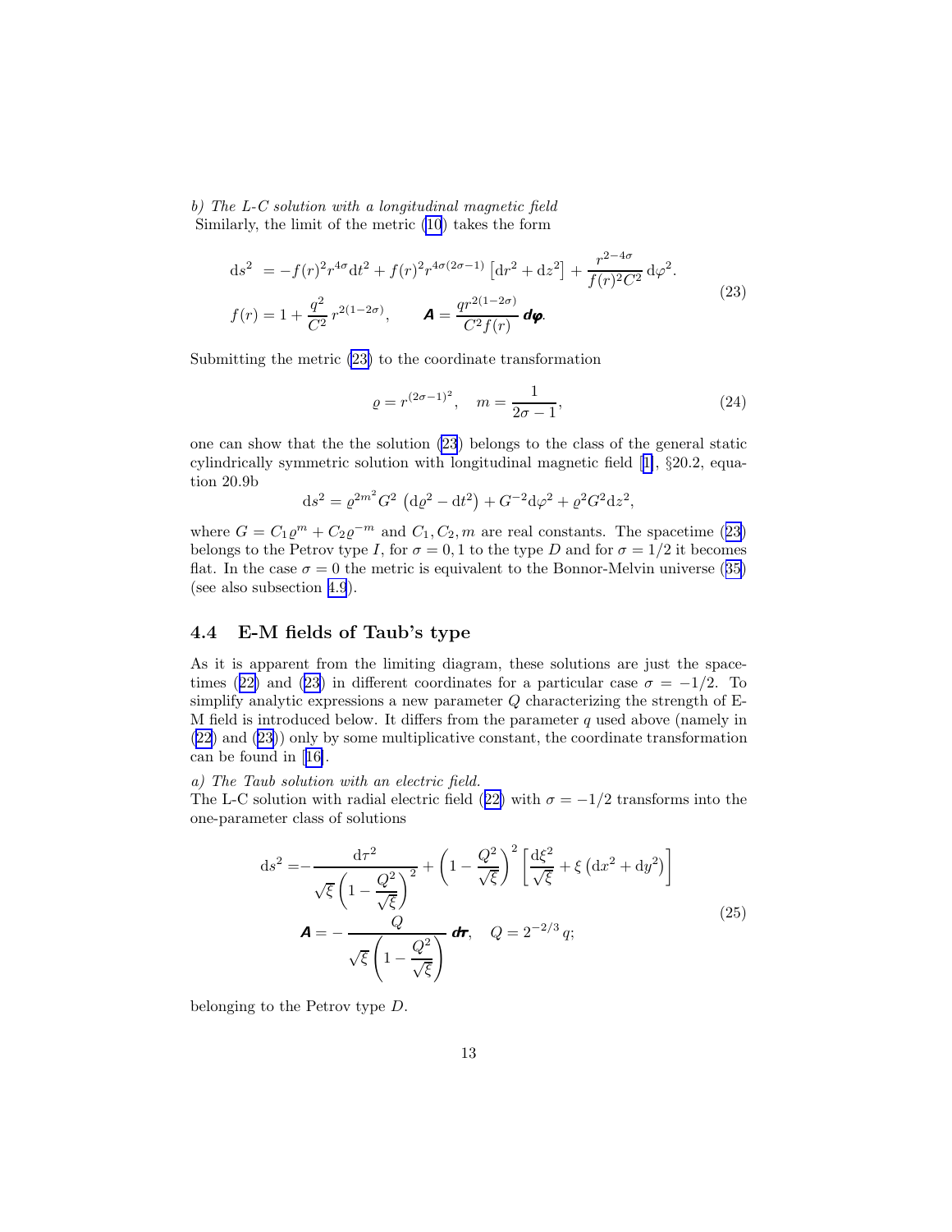*b) The L-C solution with a longitudinal magnetic field*
Similarly, the limit of the metric (10) takes the form

$$
\begin{aligned}
\mathrm{d}s^2 \; &= -f(r)^2 r^{4\sigma}\mathrm{d}t^2 + f(r)^2 r^{4\sigma(2\sigma-1)}\left[\mathrm{d}r^2+\mathrm{d}z^2\right] + \frac{r^{2-4\sigma}}{f(r)^2C^2}\,\mathrm{d}\varphi^2. \\
f(r) &= 1+\frac{q^2}{C^2}\,r^{2(1-2\sigma)}, \qquad \boldsymbol{A} = \frac{q r^{2(1-2\sigma)}}{C^2 f(r)}\,\boldsymbol{d\varphi}.
\end{aligned}
\tag{23}
$$

Submitting the metric (23) to the coordinate transformation

$$
\varrho = r^{(2\sigma-1)^2}, \quad m = \frac{1}{2\sigma-1}, \tag{24}
$$

one can show that the the solution (23) belongs to the class of the general static cylindrically symmetric solution with longitudinal magnetic field [1], §20.2, equation 20.9b

$$
\mathrm{d}s^2 = \varrho^{2m^2}G^2\left(\mathrm{d}\varrho^2-\mathrm{d}t^2\right) + G^{-2}\mathrm{d}\varphi^2 + \varrho^2G^2\mathrm{d}z^2,
$$

where $G = C_1\varrho^m + C_2\varrho^{-m}$ and $C_1, C_2, m$ are real constants. The spacetime (23) belongs to the Petrov type $I$, for $\sigma = 0, 1$ to the type $D$ and for $\sigma = 1/2$ it becomes flat. In the case $\sigma = 0$ the metric is equivalent to the Bonnor-Melvin universe (35) (see also subsection 4.9).

## 4.4 E-M fields of Taub's type

As it is apparent from the limiting diagram, these solutions are just the spacetimes (22) and (23) in different coordinates for a particular case $\sigma = -1/2$. To simplify analytic expressions a new parameter $Q$ characterizing the strength of E-M field is introduced below. It differs from the parameter $q$ used above (namely in (22) and (23)) only by some multiplicative constant, the coordinate transformation can be found in [16].

*a) The Taub solution with an electric field.*
The L-C solution with radial electric field (22) with $\sigma = -1/2$ transforms into the one-parameter class of solutions

$$
\begin{aligned}
\mathrm{d}s^2 =& -\frac{\mathrm{d}\tau^2}{\sqrt{\xi}\left(1-\dfrac{Q^2}{\sqrt{\xi}}\right)^2} + \left(1-\frac{Q^2}{\sqrt{\xi}}\right)^2\left[\frac{\mathrm{d}\xi^2}{\sqrt{\xi}} + \xi\left(\mathrm{d}x^2+\mathrm{d}y^2\right)\right] \\
&\boldsymbol{A} = -\frac{Q}{\sqrt{\xi}\left(1-\dfrac{Q^2}{\sqrt{\xi}}\right)}\,\boldsymbol{d\tau}, \quad Q = 2^{-2/3}\,q;
\end{aligned}
\tag{25}
$$

belonging to the Petrov type $D$.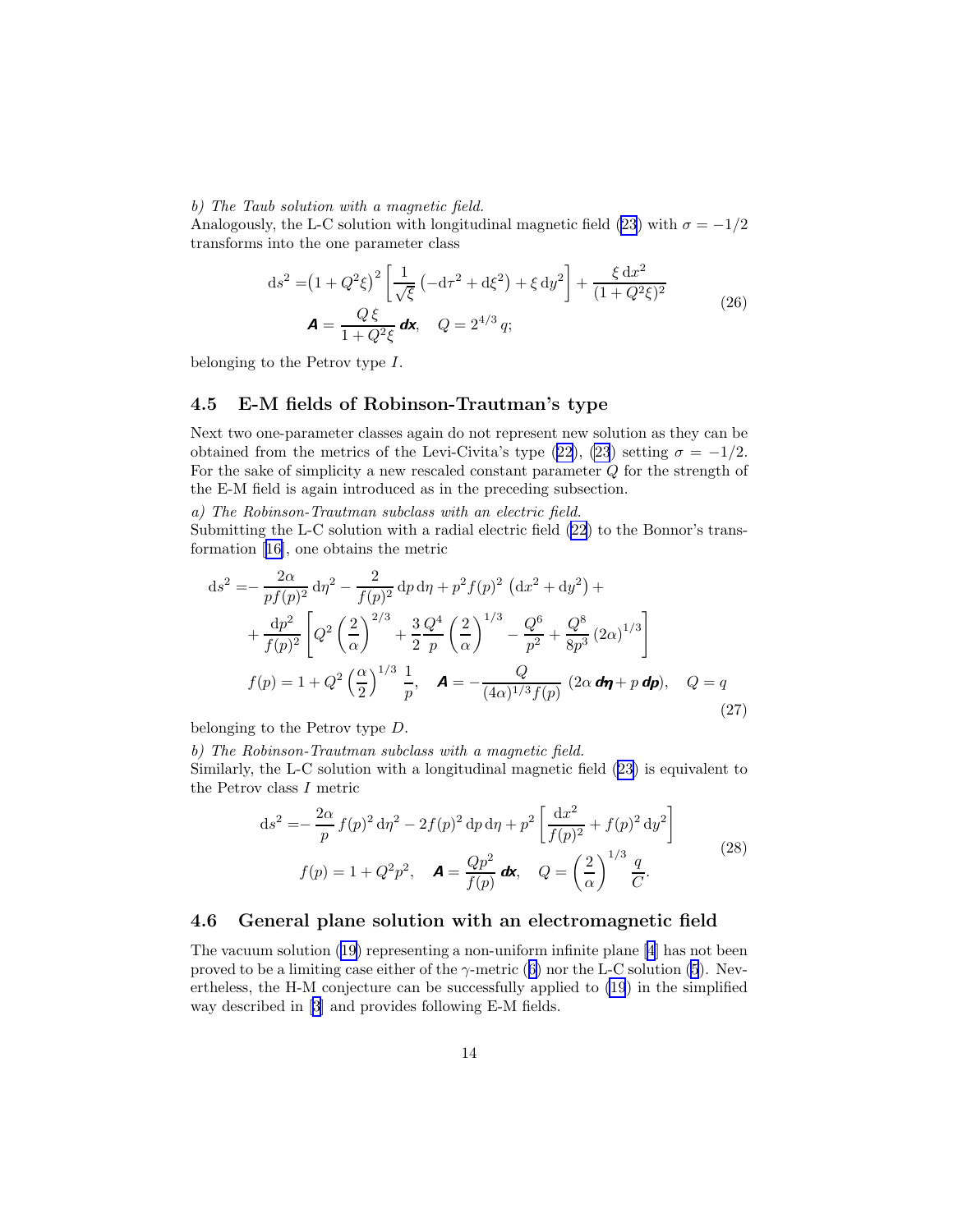*b) The Taub solution with a magnetic field.*
Analogously, the L-C solution with longitudinal magnetic field (23) with $\sigma = -1/2$ transforms into the one parameter class

$$
\begin{aligned}
\mathrm{d}s^2 =& \left(1+Q^2\xi\right)^2 \left[\frac{1}{\sqrt{\xi}}\left(-\mathrm{d}\tau^2+\mathrm{d}\xi^2\right)+\xi\,\mathrm{d}y^2\right]+\frac{\xi\,\mathrm{d}x^2}{(1+Q^2\xi)^2} \\
&\boldsymbol{A} = \frac{Q\,\xi}{1+Q^2\xi}\,\boldsymbol{dx}, \quad Q = 2^{4/3}\,q;
\end{aligned}
\tag{26}
$$

belonging to the Petrov type $I$.

## 4.5 E-M fields of Robinson-Trautman's type

Next two one-parameter classes again do not represent new solution as they can be obtained from the metrics of the Levi-Civita's type (22), (23) setting $\sigma = -1/2$. For the sake of simplicity a new rescaled constant parameter $Q$ for the strength of the E-M field is again introduced as in the preceding subsection.

*a) The Robinson-Trautman subclass with an electric field.*
Submitting the L-C solution with a radial electric field (22) to the Bonnor's transformation [16], one obtains the metric

$$
\begin{aligned}
\mathrm{d}s^2 =& -\frac{2\alpha}{p f(p)^2}\,\mathrm{d}\eta^2 - \frac{2}{f(p)^2}\,\mathrm{d}p\,\mathrm{d}\eta + p^2 f(p)^2\left(\mathrm{d}x^2+\mathrm{d}y^2\right) + \\
&+\frac{\mathrm{d}p^2}{f(p)^2}\left[Q^2\left(\frac{2}{\alpha}\right)^{2/3}+\frac{3}{2}\frac{Q^4}{p}\left(\frac{2}{\alpha}\right)^{1/3}-\frac{Q^6}{p^2}+\frac{Q^8}{8p^3}\left(2\alpha\right)^{1/3}\right] \\
&f(p) = 1+Q^2\left(\frac{\alpha}{2}\right)^{1/3}\frac{1}{p}, \quad \boldsymbol{A} = -\frac{Q}{(4\alpha)^{1/3} f(p)}\,(2\alpha\,\boldsymbol{d\eta}+p\,\boldsymbol{dp}), \quad Q = q
\end{aligned}
\tag{27}
$$

belonging to the Petrov type $D$.

*b) The Robinson-Trautman subclass with a magnetic field.*
Similarly, the L-C solution with a longitudinal magnetic field (23) is equivalent to the Petrov class $I$ metric

$$
\begin{aligned}
\mathrm{d}s^2 =& -\frac{2\alpha}{p}\,f(p)^2\,\mathrm{d}\eta^2 - 2f(p)^2\,\mathrm{d}p\,\mathrm{d}\eta + p^2\left[\frac{\mathrm{d}x^2}{f(p)^2}+f(p)^2\,\mathrm{d}y^2\right] \\
&f(p) = 1+Q^2p^2, \quad \boldsymbol{A} = \frac{Qp^2}{f(p)}\,\boldsymbol{dx}, \quad Q = \left(\frac{2}{\alpha}\right)^{1/3}\frac{q}{C}.
\end{aligned}
\tag{28}
$$

## 4.6 General plane solution with an electromagnetic field

The vacuum solution (19) representing a non-uniform infinite plane [4] has not been proved to be a limiting case either of the $\gamma$-metric (6) nor the L-C solution (5). Nevertheless, the H-M conjecture can be successfully applied to (19) in the simplified way described in [3] and provides following E-M fields.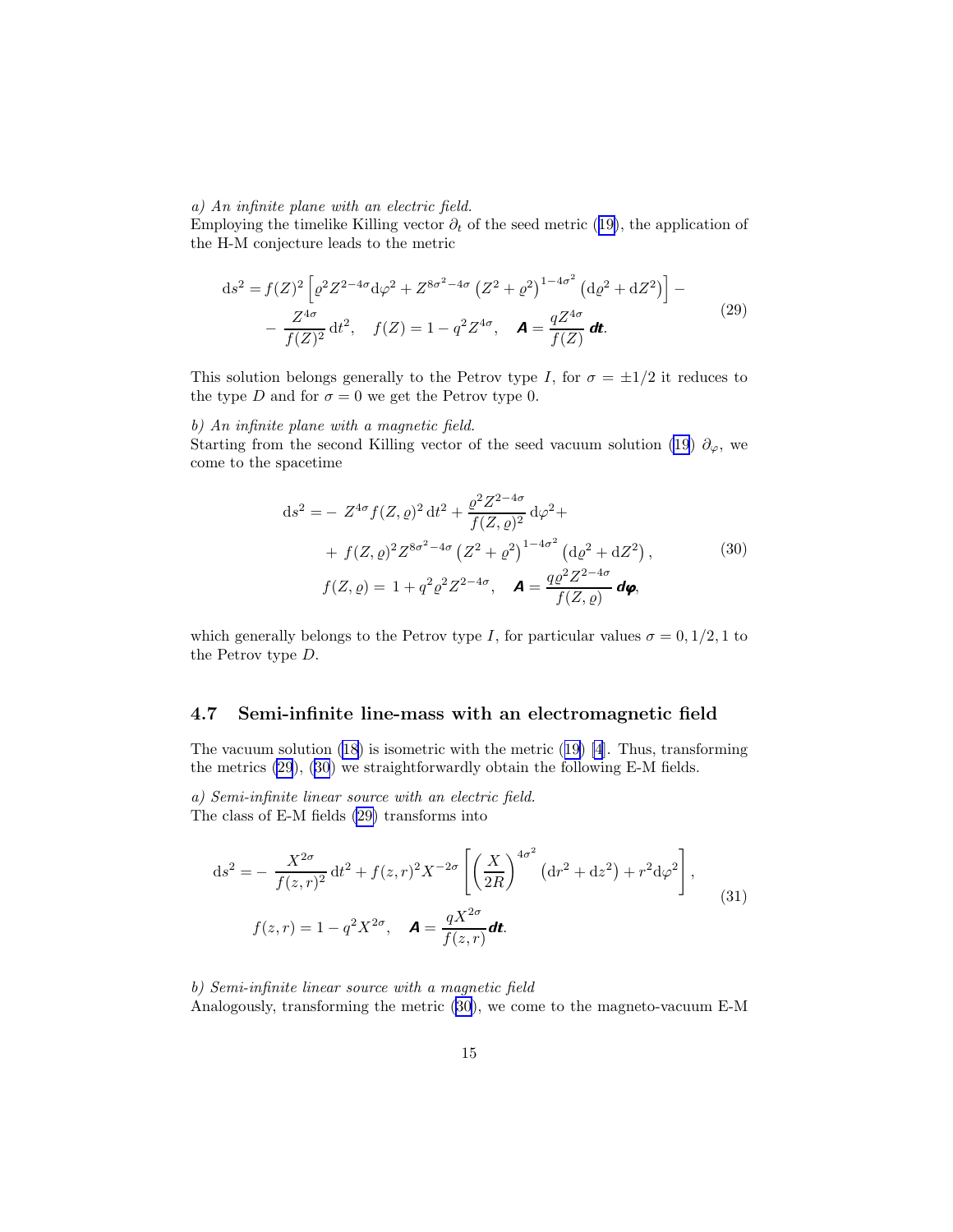*a) An infinite plane with an electric field.*
Employing the timelike Killing vector $\partial_t$ of the seed metric (19), the application of the H-M conjecture leads to the metric

$$
\begin{aligned}
\mathrm{d}s^2 = & f(Z)^2 \left[ \varrho^2 Z^{2-4\sigma} \mathrm{d}\varphi^2 + Z^{8\sigma^2 - 4\sigma} \left( Z^2 + \varrho^2 \right)^{1-4\sigma^2} \left( \mathrm{d}\varrho^2 + \mathrm{d}Z^2 \right) \right] - \\
& - \frac{Z^{4\sigma}}{f(Z)^2} \mathrm{d}t^2, \quad f(Z) = 1 - q^2 Z^{4\sigma}, \quad \boldsymbol{A} = \frac{q Z^{4\sigma}}{f(Z)} \, \boldsymbol{dt}.
\end{aligned}
\tag{29}
$$

This solution belongs generally to the Petrov type $I$, for $\sigma = \pm 1/2$ it reduces to the type $D$ and for $\sigma = 0$ we get the Petrov type 0.

*b) An infinite plane with a magnetic field.*
Starting from the second Killing vector of the seed vacuum solution (19) $\partial_\varphi$, we come to the spacetime

$$
\begin{aligned}
\mathrm{d}s^2 = & - Z^{4\sigma} f(Z,\varrho)^2 \, \mathrm{d}t^2 + \frac{\varrho^2 Z^{2-4\sigma}}{f(Z,\varrho)^2} \, \mathrm{d}\varphi^2 + \\
& + f(Z,\varrho)^2 Z^{8\sigma^2 - 4\sigma} \left( Z^2 + \varrho^2 \right)^{1-4\sigma^2} \left( \mathrm{d}\varrho^2 + \mathrm{d}Z^2 \right), \\
& f(Z,\varrho) = 1 + q^2 \varrho^2 Z^{2-4\sigma}, \quad \boldsymbol{A} = \frac{q \varrho^2 Z^{2-4\sigma}}{f(Z,\varrho)} \, \boldsymbol{d\varphi},
\end{aligned}
\tag{30}
$$

which generally belongs to the Petrov type $I$, for particular values $\sigma = 0, 1/2, 1$ to the Petrov type $D$.

### 4.7 Semi-infinite line-mass with an electromagnetic field

The vacuum solution (18) is isometric with the metric (19) [4]. Thus, transforming the metrics (29), (30) we straightforwardly obtain the following E-M fields.

*a) Semi-infinite linear source with an electric field.*
The class of E-M fields (29) transforms into

$$
\begin{aligned}
\mathrm{d}s^2 = & - \frac{X^{2\sigma}}{f(z,r)^2} \, \mathrm{d}t^2 + f(z,r)^2 X^{-2\sigma} \left[ \left( \frac{X}{2R} \right)^{4\sigma^2} \left( \mathrm{d}r^2 + \mathrm{d}z^2 \right) + r^2 \mathrm{d}\varphi^2 \right], \\
& f(z,r) = 1 - q^2 X^{2\sigma}, \quad \boldsymbol{A} = \frac{q X^{2\sigma}}{f(z,r)} \boldsymbol{dt}.
\end{aligned}
\tag{31}
$$

*b) Semi-infinite linear source with a magnetic field*
Analogously, transforming the metric (30), we come to the magneto-vacuum E-M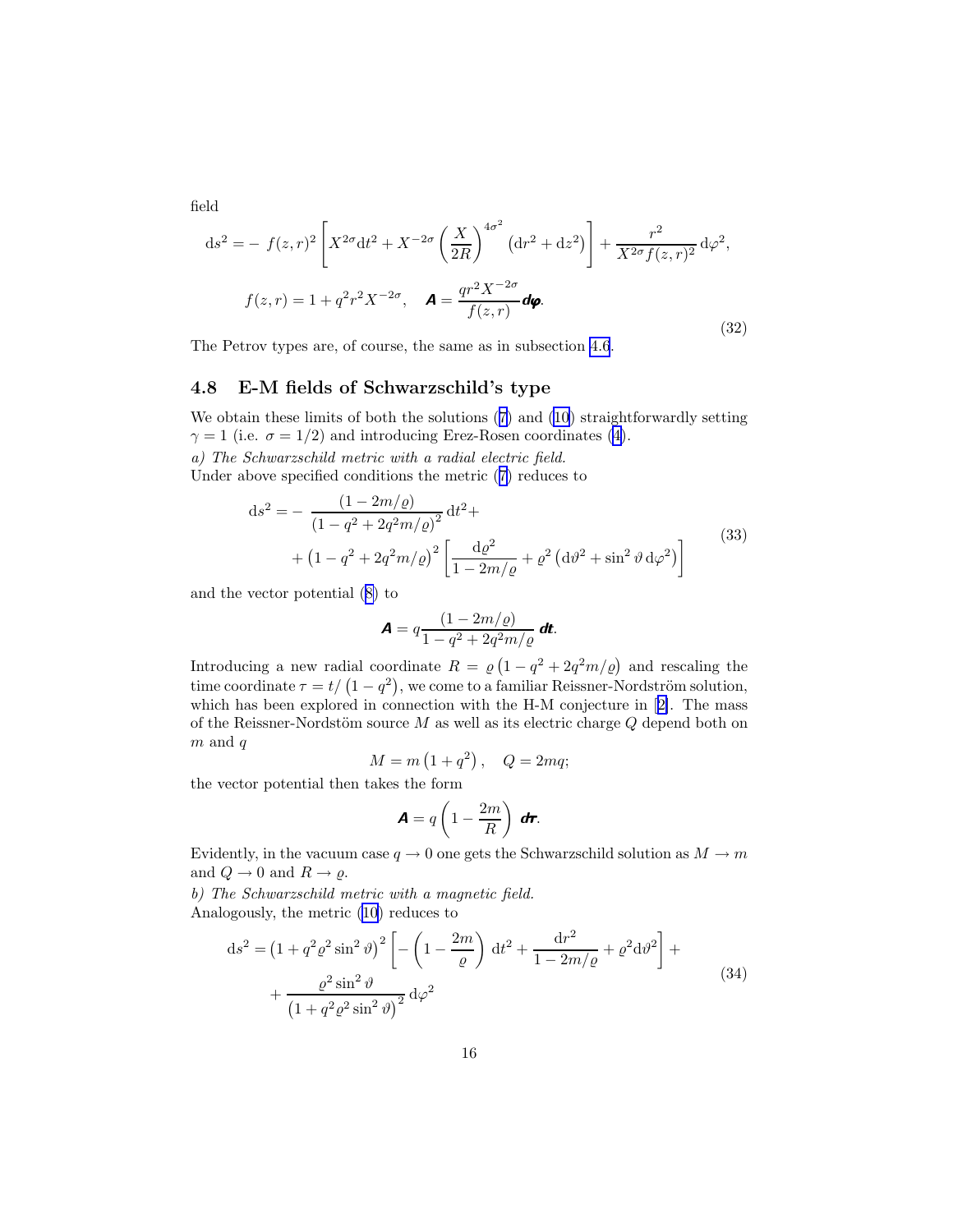field

$$
\begin{aligned}
&\mathrm{d}s^2 = -\ f(z,r)^2 \left[ X^{2\sigma} \mathrm{d}t^2 + X^{-2\sigma} \left( \frac{X}{2R} \right)^{4\sigma^2} \left( \mathrm{d}r^2 + \mathrm{d}z^2 \right) \right] + \frac{r^2}{X^{2\sigma} f(z,r)^2} \, \mathrm{d}\varphi^2, \\
&\qquad f(z,r) = 1 + q^2 r^2 X^{-2\sigma}, \quad \boldsymbol{A} = \frac{q r^2 X^{-2\sigma}}{f(z,r)} \boldsymbol{d\varphi}.
\end{aligned}
\tag{32}
$$

The Petrov types are, of course, the same as in subsection 4.6.

### 4.8 E-M fields of Schwarzschild's type

We obtain these limits of both the solutions (7) and (10) straightforwardly setting $\gamma = 1$ (i.e. $\sigma = 1/2$) and introducing Erez-Rosen coordinates (4).

*a) The Schwarzschild metric with a radial electric field.*
Under above specified conditions the metric (7) reduces to

$$
\begin{aligned}
\mathrm{d}s^2 = &-\ \frac{(1 - 2m/\varrho)}{\left(1 - q^2 + 2q^2 m/\varrho\right)^2} \, \mathrm{d}t^2 + \\
&+ \left(1 - q^2 + 2q^2 m/\varrho\right)^2 \left[ \frac{\mathrm{d}\varrho^2}{1 - 2m/\varrho} + \varrho^2 \left( \mathrm{d}\vartheta^2 + \sin^2\vartheta \, \mathrm{d}\varphi^2 \right) \right]
\end{aligned}
\tag{33}
$$

and the vector potential (8) to

$$
\boldsymbol{A} = q \frac{(1 - 2m/\varrho)}{1 - q^2 + 2q^2 m/\varrho} \, \boldsymbol{dt}.
$$

Introducing a new radial coordinate $R = \varrho \left(1 - q^2 + 2q^2 m/\varrho\right)$ and rescaling the time coordinate $\tau = t/\left(1 - q^2\right)$, we come to a familiar Reissner-Nordström solution, which has been explored in connection with the H-M conjecture in [2]. The mass of the Reissner-Nordstöm source $M$ as well as its electric charge $Q$ depend both on $m$ and $q$

$$
M = m\left(1 + q^2\right), \quad Q = 2mq;
$$

the vector potential then takes the form

$$
\boldsymbol{A} = q \left( 1 - \frac{2m}{R} \right) \boldsymbol{d\tau}.
$$

Evidently, in the vacuum case $q \to 0$ one gets the Schwarzschild solution as $M \to m$ and $Q \to 0$ and $R \to \varrho$.

*b) The Schwarzschild metric with a magnetic field.*
Analogously, the metric (10) reduces to

$$
\begin{aligned}
\mathrm{d}s^2 = &\left(1 + q^2 \varrho^2 \sin^2\vartheta\right)^2 \left[ -\left(1 - \frac{2m}{\varrho}\right) \mathrm{d}t^2 + \frac{\mathrm{d}r^2}{1 - 2m/\varrho} + \varrho^2 \mathrm{d}\vartheta^2 \right] + \\
&+ \frac{\varrho^2 \sin^2\vartheta}{\left(1 + q^2 \varrho^2 \sin^2\vartheta\right)^2} \, \mathrm{d}\varphi^2
\end{aligned}
\tag{34}
$$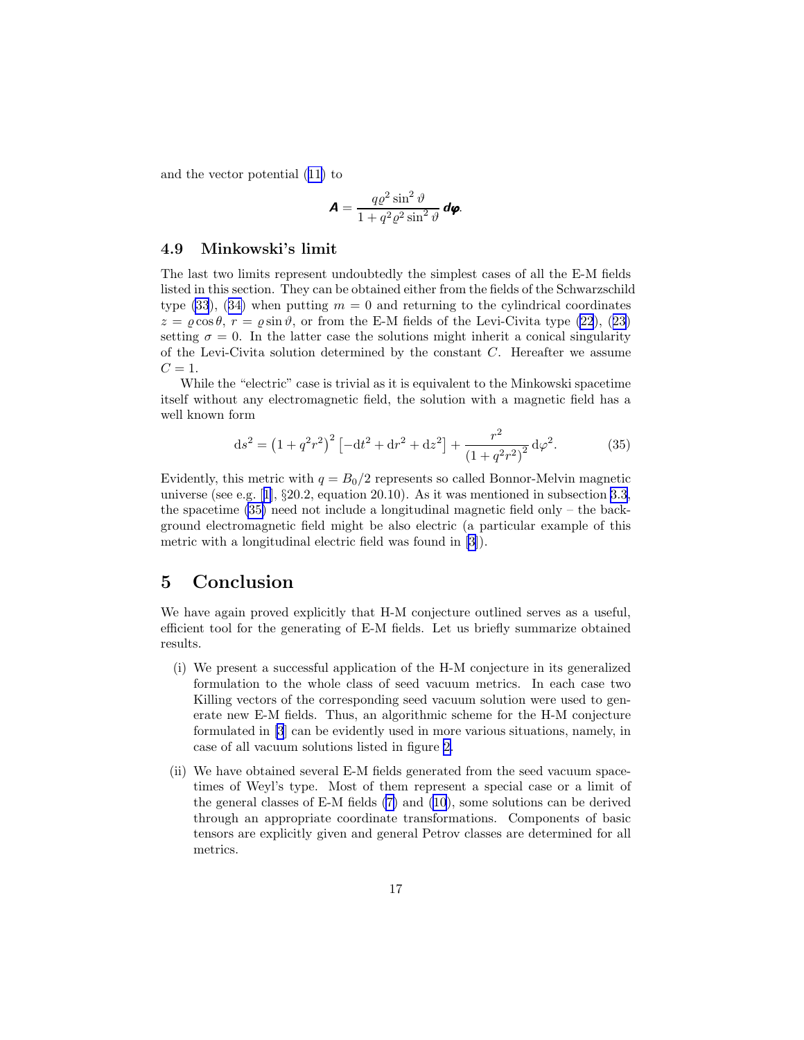and the vector potential (11) to

$$\boldsymbol{A} = \frac{q\varrho^2 \sin^2 \vartheta}{1 + q^2\varrho^2 \sin^2 \vartheta}\, \boldsymbol{d\varphi}.$$

### 4.9 Minkowski's limit

The last two limits represent undoubtedly the simplest cases of all the E-M fields listed in this section. They can be obtained either from the fields of the Schwarzschild type (33), (34) when putting $m = 0$ and returning to the cylindrical coordinates $z = \varrho \cos\theta$, $r = \varrho \sin\vartheta$, or from the E-M fields of the Levi-Civita type (22), (23) setting $\sigma = 0$. In the latter case the solutions might inherit a conical singularity of the Levi-Civita solution determined by the constant $C$. Hereafter we assume $C = 1$.

While the "electric" case is trivial as it is equivalent to the Minkowski spacetime itself without any electromagnetic field, the solution with a magnetic field has a well known form

$$\mathrm{d}s^2 = \left(1 + q^2r^2\right)^2 \left[-\mathrm{d}t^2 + \mathrm{d}r^2 + \mathrm{d}z^2\right] + \frac{r^2}{\left(1 + q^2r^2\right)^2}\, \mathrm{d}\varphi^2. \tag{35}$$

Evidently, this metric with $q = B_0/2$ represents so called Bonnor-Melvin magnetic universe (see e.g. [1], §20.2, equation 20.10). As it was mentioned in subsection 3.3, the spacetime (35) need not include a longitudinal magnetic field only – the background electromagnetic field might be also electric (a particular example of this metric with a longitudinal electric field was found in [3]).

## 5 Conclusion

We have again proved explicitly that H-M conjecture outlined serves as a useful, efficient tool for the generating of E-M fields. Let us briefly summarize obtained results.

(i) We present a successful application of the H-M conjecture in its generalized formulation to the whole class of seed vacuum metrics. In each case two Killing vectors of the corresponding seed vacuum solution were used to generate new E-M fields. Thus, an algorithmic scheme for the H-M conjecture formulated in [3] can be evidently used in more various situations, namely, in case of all vacuum solutions listed in figure 2.

(ii) We have obtained several E-M fields generated from the seed vacuum spacetimes of Weyl's type. Most of them represent a special case or a limit of the general classes of E-M fields (7) and (10), some solutions can be derived through an appropriate coordinate transformations. Components of basic tensors are explicitly given and general Petrov classes are determined for all metrics.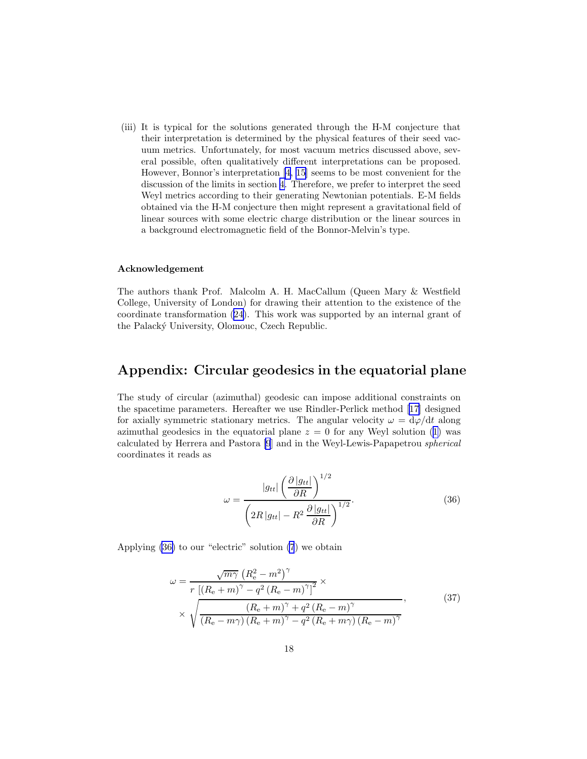(iii) It is typical for the solutions generated through the H-M conjecture that their interpretation is determined by the physical features of their seed vacuum metrics. Unfortunately, for most vacuum metrics discussed above, several possible, often qualitatively different interpretations can be proposed. However, Bonnor's interpretation [4, 15] seems to be most convenient for the discussion of the limits in section 4. Therefore, we prefer to interpret the seed Weyl metrics according to their generating Newtonian potentials. E-M fields obtained via the H-M conjecture then might represent a gravitational field of linear sources with some electric charge distribution or the linear sources in a background electromagnetic field of the Bonnor-Melvin's type.

### Acknowledgement

The authors thank Prof. Malcolm A. H. MacCallum (Queen Mary & Westfield College, University of London) for drawing their attention to the existence of the coordinate transformation (24). This work was supported by an internal grant of the Palacký University, Olomouc, Czech Republic.

## Appendix: Circular geodesics in the equatorial plane

The study of circular (azimuthal) geodesic can impose additional constraints on the spacetime parameters. Hereafter we use Rindler-Perlick method [17] designed for axially symmetric stationary metrics. The angular velocity $\omega = \mathrm{d}\varphi/\mathrm{d}t$ along azimuthal geodesics in the equatorial plane $z = 0$ for any Weyl solution (1) was calculated by Herrera and Pastora [9] and in the Weyl-Lewis-Papapetrou *spherical* coordinates it reads as

$$
\omega = \frac{|g_{tt}| \left( \dfrac{\partial \, |g_{tt}|}{\partial R} \right)^{1/2}}{\left( 2R \, |g_{tt}| - R^2 \, \dfrac{\partial \, |g_{tt}|}{\partial R} \right)^{1/2}}. \tag{36}
$$

Applying (36) to our "electric" solution (7) we obtain

$$
\begin{aligned}
\omega = & \frac{\sqrt{m\gamma} \, \left(R_{\mathrm{e}}^2 - m^2\right)^{\gamma}}{r \, \left[ \left(R_{\mathrm{e}} + m\right)^{\gamma} - q^2 \left(R_{\mathrm{e}} - m\right)^{\gamma} \right]^2} \times \\
& \times \sqrt{\frac{\left(R_{\mathrm{e}} + m\right)^{\gamma} + q^2 \left(R_{\mathrm{e}} - m\right)^{\gamma}}{\left(R_{\mathrm{e}} - m\gamma\right) \left(R_{\mathrm{e}} + m\right)^{\gamma} - q^2 \left(R_{\mathrm{e}} + m\gamma\right) \left(R_{\mathrm{e}} - m\right)^{\gamma}}},
\end{aligned} \tag{37}
$$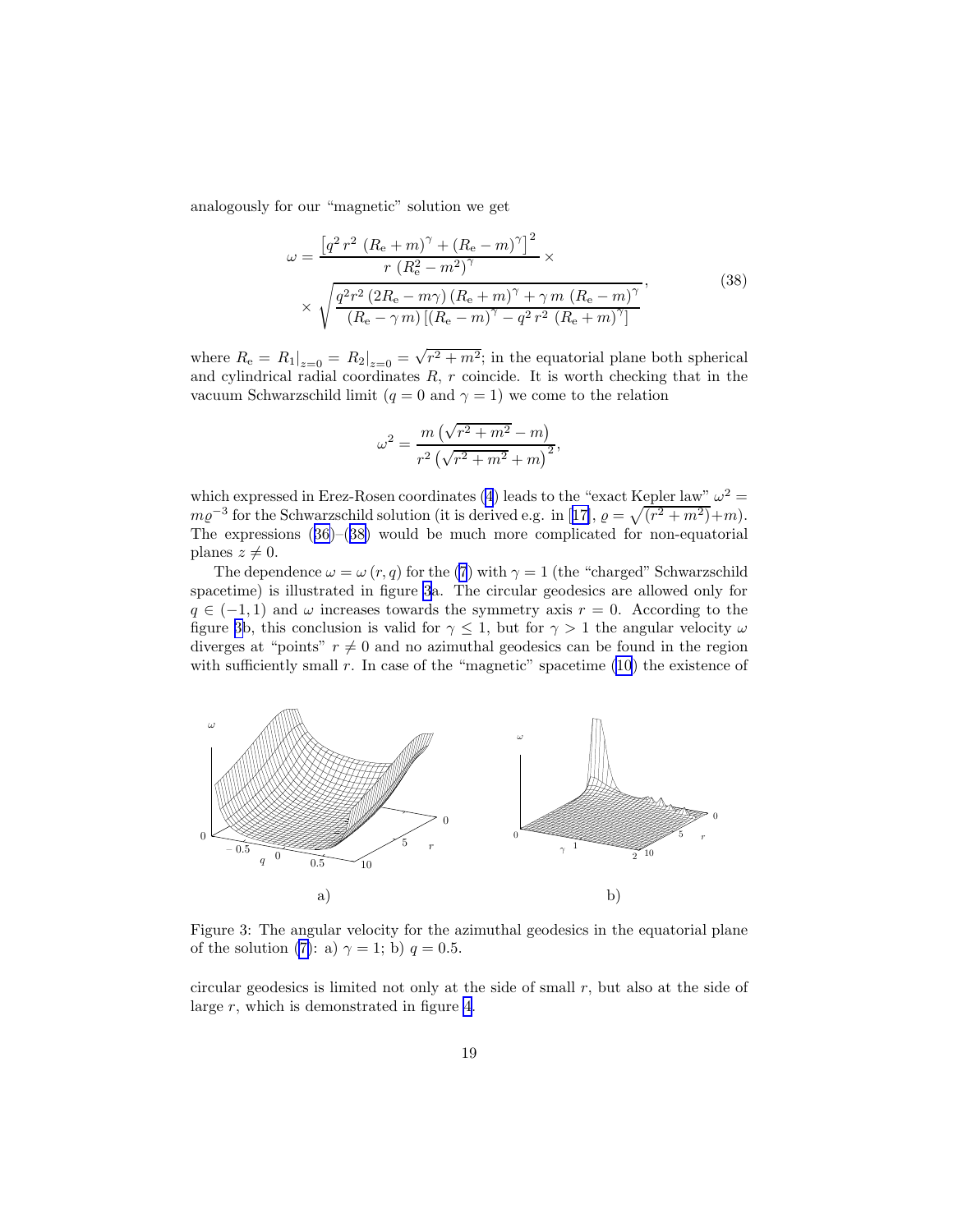analogously for our "magnetic" solution we get

$$
\omega = \frac{\left[q^2\, r^2\, \left(R_\mathrm{e}+m\right)^\gamma + \left(R_\mathrm{e}-m\right)^\gamma\right]^2}{r\,\left(R_\mathrm{e}^2-m^2\right)^\gamma} \times \\
\times \sqrt{\frac{q^2 r^2 \left(2R_\mathrm{e}-m\gamma\right)\left(R_\mathrm{e}+m\right)^\gamma + \gamma\, m\, \left(R_\mathrm{e}-m\right)^\gamma}{\left(R_\mathrm{e}-\gamma\, m\right)\left[\left(R_\mathrm{e}-m\right)^\gamma - q^2\, r^2\, \left(R_\mathrm{e}+m\right)^\gamma\right]}}, \tag{38}
$$

where $R_\mathrm{e} = R_1|_{z=0} = R_2|_{z=0} = \sqrt{r^2+m^2}$; in the equatorial plane both spherical and cylindrical radial coordinates $R$, $r$ coincide. It is worth checking that in the vacuum Schwarzschild limit ($q = 0$ and $\gamma = 1$) we come to the relation

$$
\omega^2 = \frac{m\left(\sqrt{r^2+m^2}-m\right)}{r^2\left(\sqrt{r^2+m^2}+m\right)^2},
$$

which expressed in Erez-Rosen coordinates (4) leads to the "exact Kepler law" $\omega^2 = m\varrho^{-3}$ for the Schwarzschild solution (it is derived e.g. in [17], $\varrho = \sqrt{(r^2+m^2)}+m$). The expressions (36)–(38) would be much more complicated for non-equatorial planes $z \neq 0$.

The dependence $\omega = \omega\,(r, q)$ for the (7) with $\gamma = 1$ (the "charged" Schwarzschild spacetime) is illustrated in figure 3a. The circular geodesics are allowed only for $q \in (-1, 1)$ and $\omega$ increases towards the symmetry axis $r = 0$. According to the figure 3b, this conclusion is valid for $\gamma \leq 1$, but for $\gamma > 1$ the angular velocity $\omega$ diverges at "points" $r \neq 0$ and no azimuthal geodesics can be found in the region with sufficiently small $r$. In case of the "magnetic" spacetime (10) the existence of

Figure 3: The angular velocity for the azimuthal geodesics in the equatorial plane of the solution (7): a) $\gamma = 1$; b) $q = 0.5$.

circular geodesics is limited not only at the side of small $r$, but also at the side of large $r$, which is demonstrated in figure 4.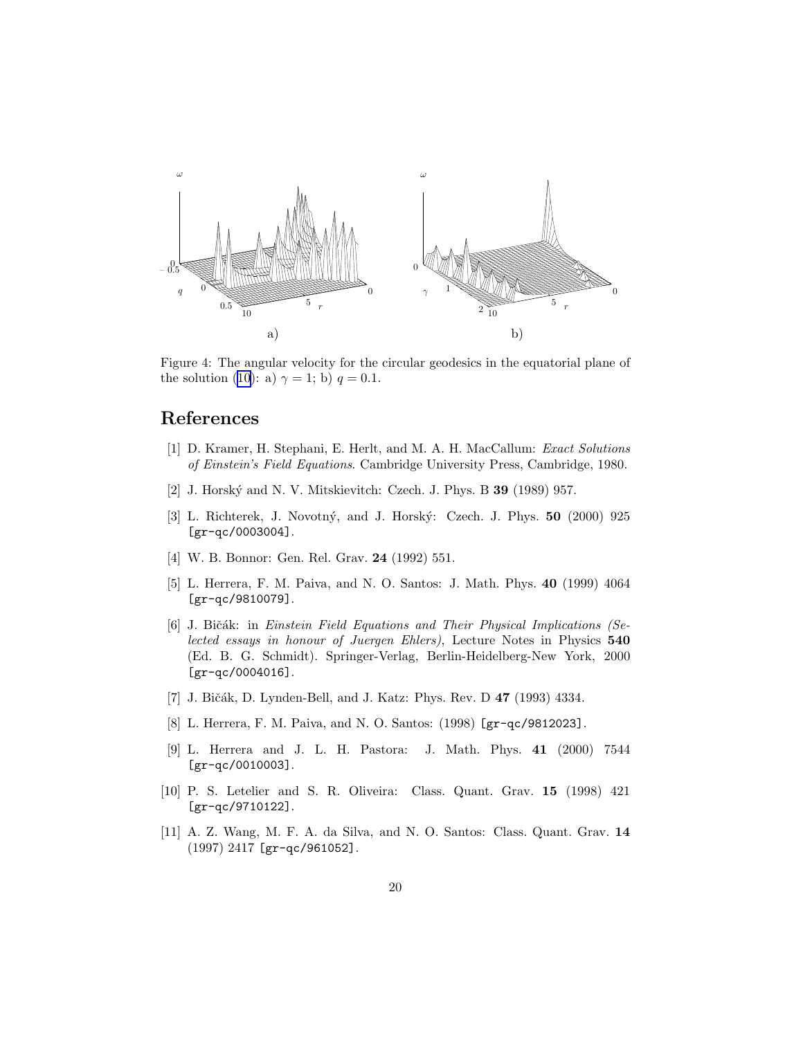Figure 4: The angular velocity for the circular geodesics in the equatorial plane of the solution (10): a) $\gamma = 1$; b) $q = 0.1$.

# References

[1] D. Kramer, H. Stephani, E. Herlt, and M. A. H. MacCallum: *Exact Solutions of Einstein's Field Equations*. Cambridge University Press, Cambridge, 1980.

[2] J. Horský and N. V. Mitskievitch: Czech. J. Phys. B **39** (1989) 957.

[3] L. Richterek, J. Novotný, and J. Horský: Czech. J. Phys. **50** (2000) 925 [gr-qc/0003004].

[4] W. B. Bonnor: Gen. Rel. Grav. **24** (1992) 551.

[5] L. Herrera, F. M. Paiva, and N. O. Santos: J. Math. Phys. **40** (1999) 4064 [gr-qc/9810079].

[6] J. Bičák: in *Einstein Field Equations and Their Physical Implications (Selected essays in honour of Juergen Ehlers)*, Lecture Notes in Physics **540** (Ed. B. G. Schmidt). Springer-Verlag, Berlin-Heidelberg-New York, 2000 [gr-qc/0004016].

[7] J. Bičák, D. Lynden-Bell, and J. Katz: Phys. Rev. D **47** (1993) 4334.

[8] L. Herrera, F. M. Paiva, and N. O. Santos: (1998) [gr-qc/9812023].

[9] L. Herrera and J. L. H. Pastora: J. Math. Phys. **41** (2000) 7544 [gr-qc/0010003].

[10] P. S. Letelier and S. R. Oliveira: Class. Quant. Grav. **15** (1998) 421 [gr-qc/9710122].

[11] A. Z. Wang, M. F. A. da Silva, and N. O. Santos: Class. Quant. Grav. **14** (1997) 2417 [gr-qc/961052].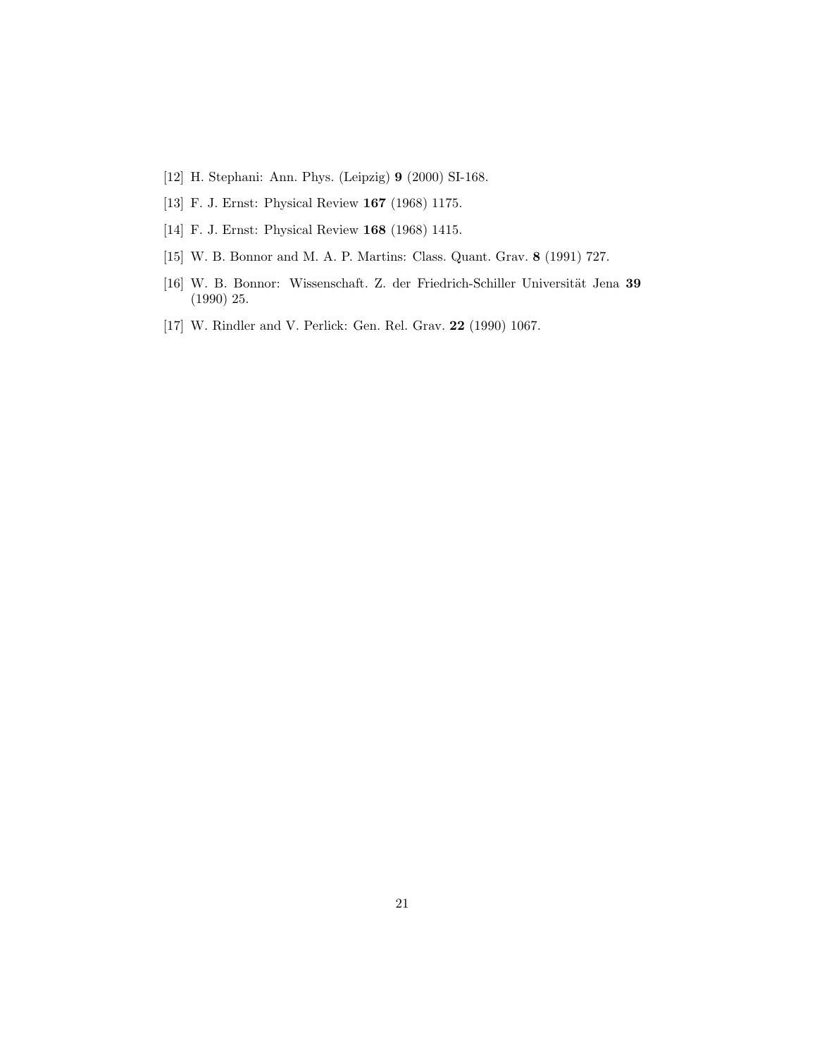[12] H. Stephani: Ann. Phys. (Leipzig) **9** (2000) SI-168.

[13] F. J. Ernst: Physical Review **167** (1968) 1175.

[14] F. J. Ernst: Physical Review **168** (1968) 1415.

[15] W. B. Bonnor and M. A. P. Martins: Class. Quant. Grav. **8** (1991) 727.

[16] W. B. Bonnor: Wissenschaft. Z. der Friedrich-Schiller Universität Jena **39** (1990) 25.

[17] W. Rindler and V. Perlick: Gen. Rel. Grav. **22** (1990) 1067.